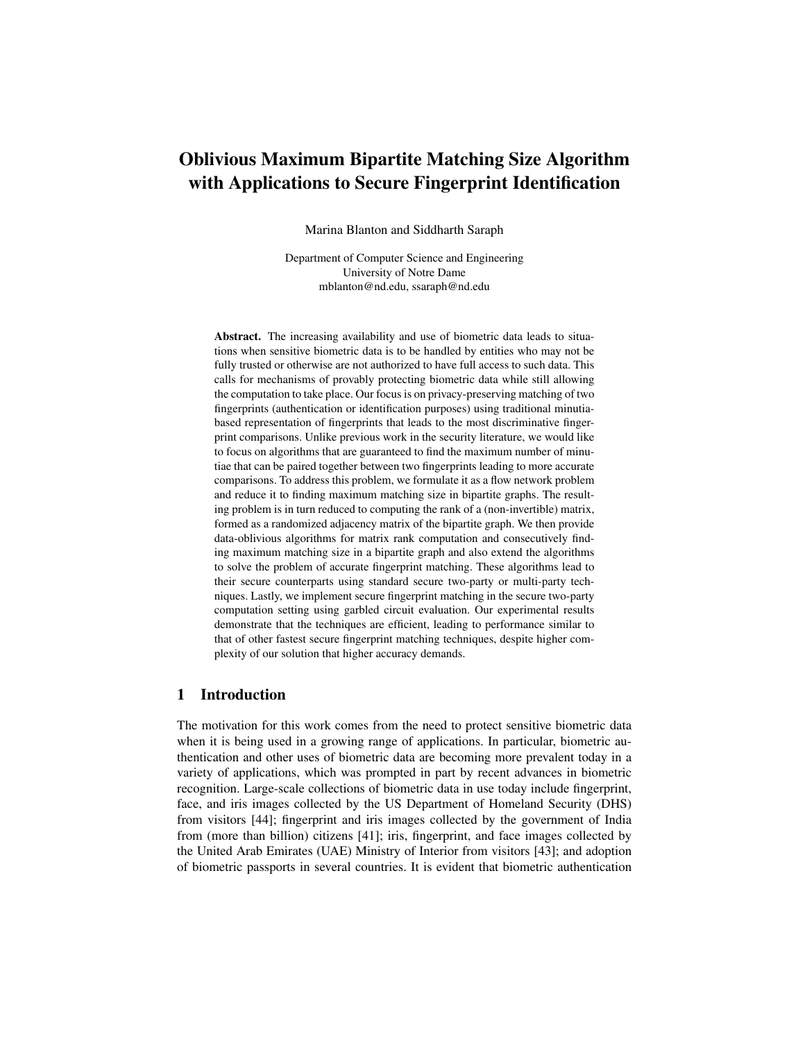# Oblivious Maximum Bipartite Matching Size Algorithm with Applications to Secure Fingerprint Identification

Marina Blanton and Siddharth Saraph

Department of Computer Science and Engineering
University of Notre Dame
mblanton@nd.edu, ssaraph@nd.edu

**Abstract.** The increasing availability and use of biometric data leads to situations when sensitive biometric data is to be handled by entities who may not be fully trusted or otherwise are not authorized to have full access to such data. This calls for mechanisms of provably protecting biometric data while still allowing the computation to take place. Our focus is on privacy-preserving matching of two fingerprints (authentication or identification purposes) using traditional minutia-based representation of fingerprints that leads to the most discriminative fingerprint comparisons. Unlike previous work in the security literature, we would like to focus on algorithms that are guaranteed to find the maximum number of minutiae that can be paired together between two fingerprints leading to more accurate comparisons. To address this problem, we formulate it as a flow network problem and reduce it to finding maximum matching size in bipartite graphs. The resulting problem is in turn reduced to computing the rank of a (non-invertible) matrix, formed as a randomized adjacency matrix of the bipartite graph. We then provide data-oblivious algorithms for matrix rank computation and consecutively finding maximum matching size in a bipartite graph and also extend the algorithms to solve the problem of accurate fingerprint matching. These algorithms lead to their secure counterparts using standard secure two-party or multi-party techniques. Lastly, we implement secure fingerprint matching in the secure two-party computation setting using garbled circuit evaluation. Our experimental results demonstrate that the techniques are efficient, leading to performance similar to that of other fastest secure fingerprint matching techniques, despite higher complexity of our solution that higher accuracy demands.

## 1 Introduction

The motivation for this work comes from the need to protect sensitive biometric data when it is being used in a growing range of applications. In particular, biometric authentication and other uses of biometric data are becoming more prevalent today in a variety of applications, which was prompted in part by recent advances in biometric recognition. Large-scale collections of biometric data in use today include fingerprint, face, and iris images collected by the US Department of Homeland Security (DHS) from visitors [44]; fingerprint and iris images collected by the government of India from (more than billion) citizens [41]; iris, fingerprint, and face images collected by the United Arab Emirates (UAE) Ministry of Interior from visitors [43]; and adoption of biometric passports in several countries. It is evident that biometric authentication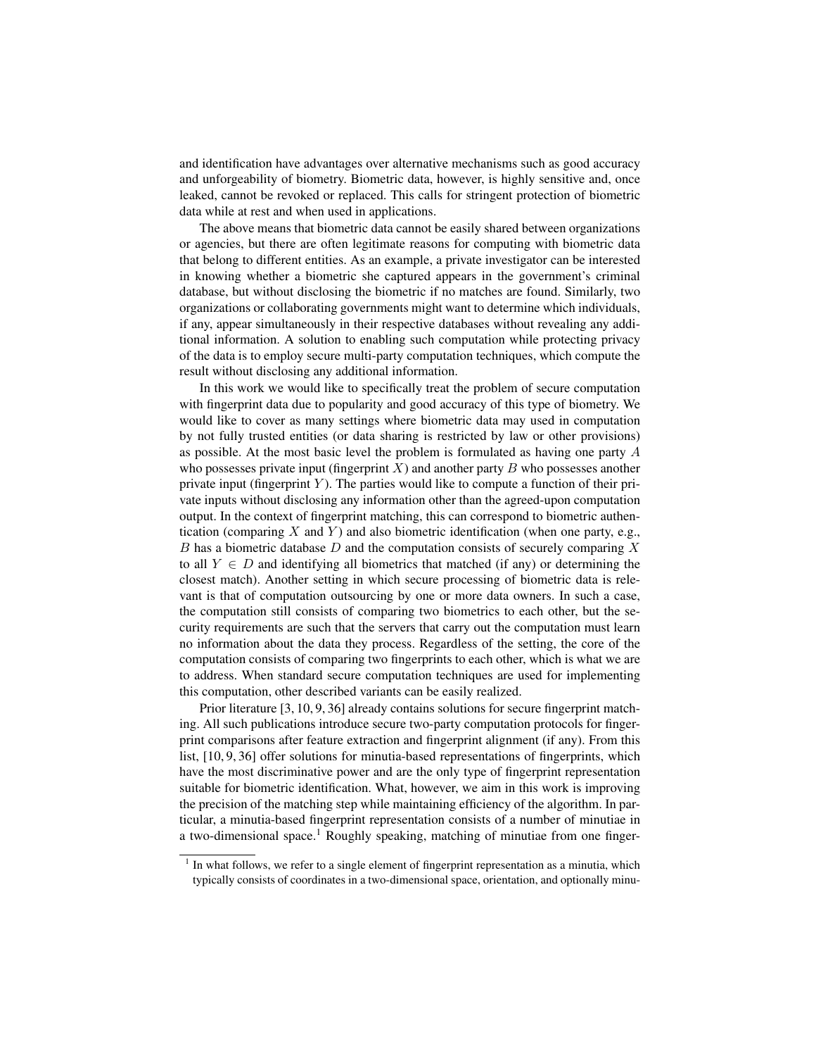and identification have advantages over alternative mechanisms such as good accuracy and unforgeability of biometry. Biometric data, however, is highly sensitive and, once leaked, cannot be revoked or replaced. This calls for stringent protection of biometric data while at rest and when used in applications.

The above means that biometric data cannot be easily shared between organizations or agencies, but there are often legitimate reasons for computing with biometric data that belong to different entities. As an example, a private investigator can be interested in knowing whether a biometric she captured appears in the government's criminal database, but without disclosing the biometric if no matches are found. Similarly, two organizations or collaborating governments might want to determine which individuals, if any, appear simultaneously in their respective databases without revealing any additional information. A solution to enabling such computation while protecting privacy of the data is to employ secure multi-party computation techniques, which compute the result without disclosing any additional information.

In this work we would like to specifically treat the problem of secure computation with fingerprint data due to popularity and good accuracy of this type of biometry. We would like to cover as many settings where biometric data may used in computation by not fully trusted entities (or data sharing is restricted by law or other provisions) as possible. At the most basic level the problem is formulated as having one party $A$ who possesses private input (fingerprint $X$) and another party $B$ who possesses another private input (fingerprint $Y$). The parties would like to compute a function of their private inputs without disclosing any information other than the agreed-upon computation output. In the context of fingerprint matching, this can correspond to biometric authentication (comparing $X$ and $Y$) and also biometric identification (when one party, e.g., $B$ has a biometric database $D$ and the computation consists of securely comparing $X$ to all $Y \in D$ and identifying all biometrics that matched (if any) or determining the closest match). Another setting in which secure processing of biometric data is relevant is that of computation outsourcing by one or more data owners. In such a case, the computation still consists of comparing two biometrics to each other, but the security requirements are such that the servers that carry out the computation must learn no information about the data they process. Regardless of the setting, the core of the computation consists of comparing two fingerprints to each other, which is what we are to address. When standard secure computation techniques are used for implementing this computation, other described variants can be easily realized.

Prior literature [3, 10, 9, 36] already contains solutions for secure fingerprint matching. All such publications introduce secure two-party computation protocols for fingerprint comparisons after feature extraction and fingerprint alignment (if any). From this list, [10, 9, 36] offer solutions for minutia-based representations of fingerprints, which have the most discriminative power and are the only type of fingerprint representation suitable for biometric identification. What, however, we aim in this work is improving the precision of the matching step while maintaining efficiency of the algorithm. In particular, a minutia-based fingerprint representation consists of a number of minutiae in a two-dimensional space.[1] Roughly speaking, matching of minutiae from one finger-

[1] In what follows, we refer to a single element of fingerprint representation as a minutia, which typically consists of coordinates in a two-dimensional space, orientation, and optionally minu-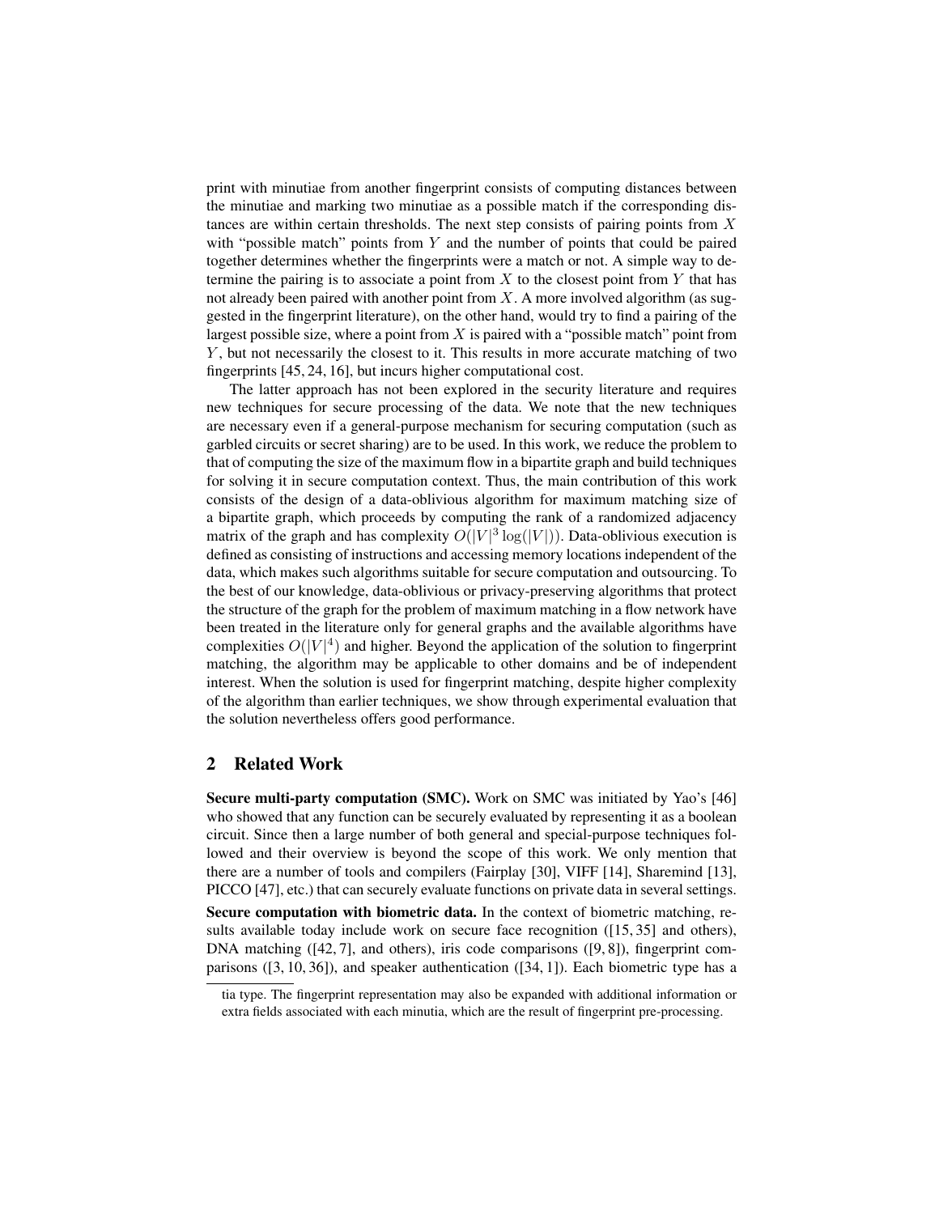print with minutiae from another fingerprint consists of computing distances between the minutiae and marking two minutiae as a possible match if the corresponding distances are within certain thresholds. The next step consists of pairing points from $X$ with "possible match" points from $Y$ and the number of points that could be paired together determines whether the fingerprints were a match or not. A simple way to determine the pairing is to associate a point from $X$ to the closest point from $Y$ that has not already been paired with another point from $X$. A more involved algorithm (as suggested in the fingerprint literature), on the other hand, would try to find a pairing of the largest possible size, where a point from $X$ is paired with a "possible match" point from $Y$, but not necessarily the closest to it. This results in more accurate matching of two fingerprints [45, 24, 16], but incurs higher computational cost.

The latter approach has not been explored in the security literature and requires new techniques for secure processing of the data. We note that the new techniques are necessary even if a general-purpose mechanism for securing computation (such as garbled circuits or secret sharing) are to be used. In this work, we reduce the problem to that of computing the size of the maximum flow in a bipartite graph and build techniques for solving it in secure computation context. Thus, the main contribution of this work consists of the design of a data-oblivious algorithm for maximum matching size of a bipartite graph, which proceeds by computing the rank of a randomized adjacency matrix of the graph and has complexity $O(|V|^3 \log(|V|))$. Data-oblivious execution is defined as consisting of instructions and accessing memory locations independent of the data, which makes such algorithms suitable for secure computation and outsourcing. To the best of our knowledge, data-oblivious or privacy-preserving algorithms that protect the structure of the graph for the problem of maximum matching in a flow network have been treated in the literature only for general graphs and the available algorithms have complexities $O(|V|^4)$ and higher. Beyond the application of the solution to fingerprint matching, the algorithm may be applicable to other domains and be of independent interest. When the solution is used for fingerprint matching, despite higher complexity of the algorithm than earlier techniques, we show through experimental evaluation that the solution nevertheless offers good performance.

## 2 Related Work

**Secure multi-party computation (SMC).** Work on SMC was initiated by Yao's [46] who showed that any function can be securely evaluated by representing it as a boolean circuit. Since then a large number of both general and special-purpose techniques followed and their overview is beyond the scope of this work. We only mention that there are a number of tools and compilers (Fairplay [30], VIFF [14], Sharemind [13], PICCO [47], etc.) that can securely evaluate functions on private data in several settings.

**Secure computation with biometric data.** In the context of biometric matching, results available today include work on secure face recognition ([15, 35] and others), DNA matching ([42, 7], and others), iris code comparisons ([9, 8]), fingerprint comparisons ([3, 10, 36]), and speaker authentication ([34, 1]). Each biometric type has a

tia type. The fingerprint representation may also be expanded with additional information or extra fields associated with each minutia, which are the result of fingerprint pre-processing.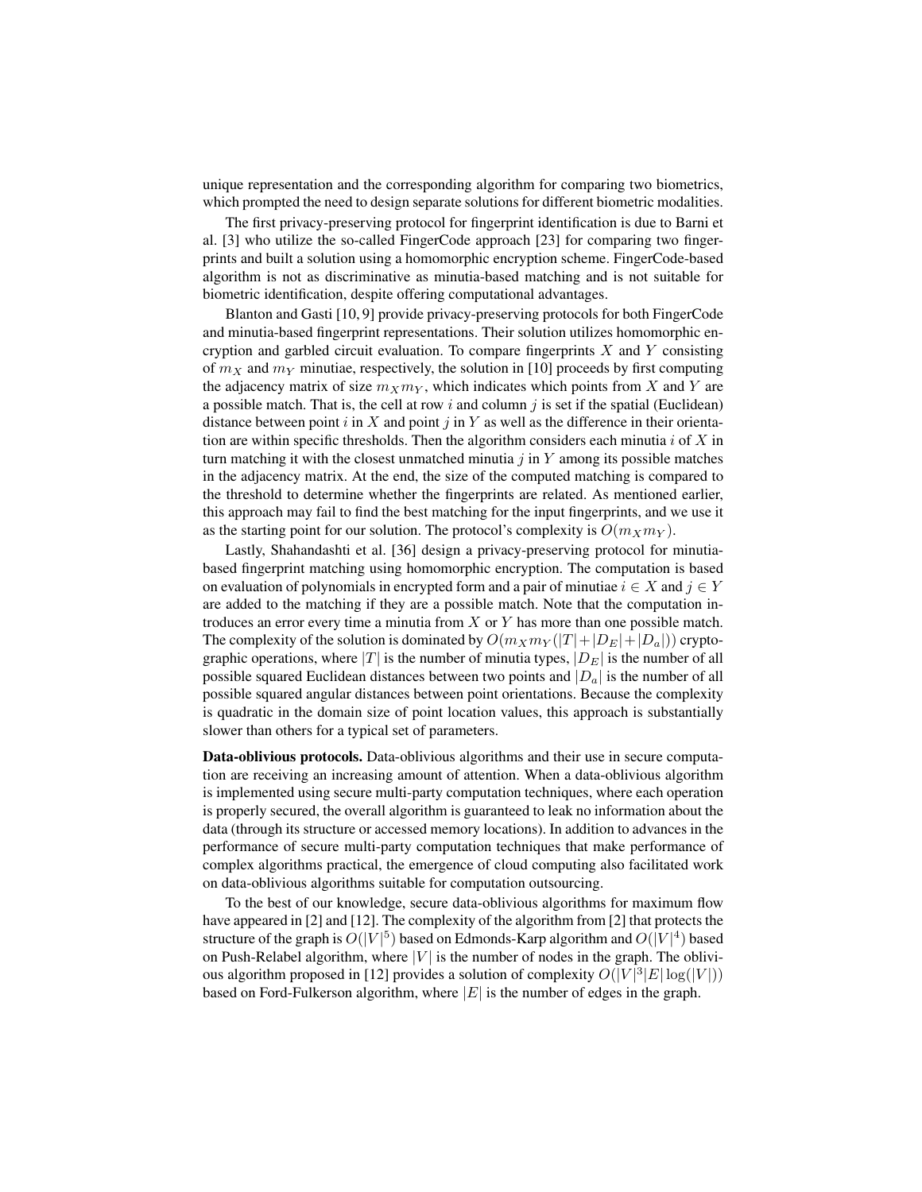unique representation and the corresponding algorithm for comparing two biometrics, which prompted the need to design separate solutions for different biometric modalities.

The first privacy-preserving protocol for fingerprint identification is due to Barni et al. [3] who utilize the so-called FingerCode approach [23] for comparing two fingerprints and built a solution using a homomorphic encryption scheme. FingerCode-based algorithm is not as discriminative as minutia-based matching and is not suitable for biometric identification, despite offering computational advantages.

Blanton and Gasti [10, 9] provide privacy-preserving protocols for both FingerCode and minutia-based fingerprint representations. Their solution utilizes homomorphic encryption and garbled circuit evaluation. To compare fingerprints $X$ and $Y$ consisting of $m_X$ and $m_Y$ minutiae, respectively, the solution in [10] proceeds by first computing the adjacency matrix of size $m_X m_Y$, which indicates which points from $X$ and $Y$ are a possible match. That is, the cell at row $i$ and column $j$ is set if the spatial (Euclidean) distance between point $i$ in $X$ and point $j$ in $Y$ as well as the difference in their orientation are within specific thresholds. Then the algorithm considers each minutia $i$ of $X$ in turn matching it with the closest unmatched minutia $j$ in $Y$ among its possible matches in the adjacency matrix. At the end, the size of the computed matching is compared to the threshold to determine whether the fingerprints are related. As mentioned earlier, this approach may fail to find the best matching for the input fingerprints, and we use it as the starting point for our solution. The protocol's complexity is $O(m_X m_Y)$.

Lastly, Shahandashti et al. [36] design a privacy-preserving protocol for minutia-based fingerprint matching using homomorphic encryption. The computation is based on evaluation of polynomials in encrypted form and a pair of minutiae $i \in X$ and $j \in Y$ are added to the matching if they are a possible match. Note that the computation introduces an error every time a minutia from $X$ or $Y$ has more than one possible match. The complexity of the solution is dominated by $O(m_X m_Y(|T|+|D_E|+|D_a|))$ cryptographic operations, where $|T|$ is the number of minutia types, $|D_E|$ is the number of all possible squared Euclidean distances between two points and $|D_a|$ is the number of all possible squared angular distances between point orientations. Because the complexity is quadratic in the domain size of point location values, this approach is substantially slower than others for a typical set of parameters.

**Data-oblivious protocols.** Data-oblivious algorithms and their use in secure computation are receiving an increasing amount of attention. When a data-oblivious algorithm is implemented using secure multi-party computation techniques, where each operation is properly secured, the overall algorithm is guaranteed to leak no information about the data (through its structure or accessed memory locations). In addition to advances in the performance of secure multi-party computation techniques that make performance of complex algorithms practical, the emergence of cloud computing also facilitated work on data-oblivious algorithms suitable for computation outsourcing.

To the best of our knowledge, secure data-oblivious algorithms for maximum flow have appeared in [2] and [12]. The complexity of the algorithm from [2] that protects the structure of the graph is $O(|V|^5)$ based on Edmonds-Karp algorithm and $O(|V|^4)$ based on Push-Relabel algorithm, where $|V|$ is the number of nodes in the graph. The oblivious algorithm proposed in [12] provides a solution of complexity $O(|V|^3|E|\log(|V|))$ based on Ford-Fulkerson algorithm, where $|E|$ is the number of edges in the graph.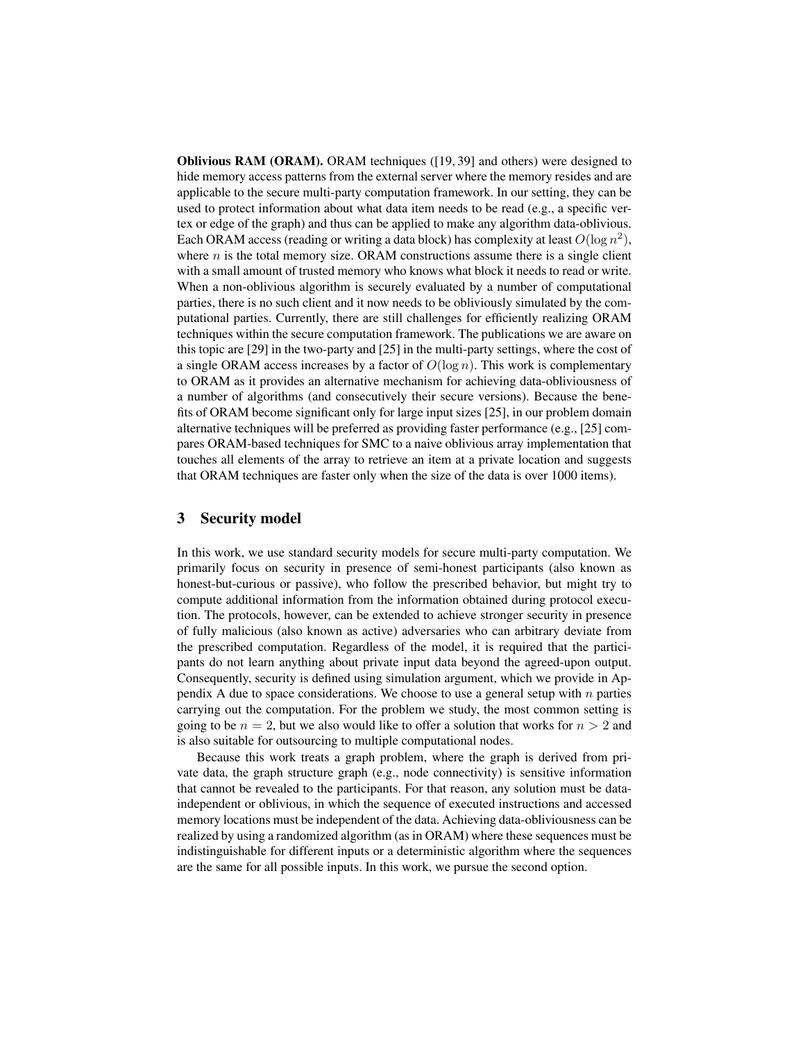**Oblivious RAM (ORAM).** ORAM techniques ([19, 39] and others) were designed to hide memory access patterns from the external server where the memory resides and are applicable to the secure multi-party computation framework. In our setting, they can be used to protect information about what data item needs to be read (e.g., a specific vertex or edge of the graph) and thus can be applied to make any algorithm data-oblivious. Each ORAM access (reading or writing a data block) has complexity at least $O(\log n^2)$, where $n$ is the total memory size. ORAM constructions assume there is a single client with a small amount of trusted memory who knows what block it needs to read or write. When a non-oblivious algorithm is securely evaluated by a number of computational parties, there is no such client and it now needs to be obliviously simulated by the computational parties. Currently, there are still challenges for efficiently realizing ORAM techniques within the secure computation framework. The publications we are aware on this topic are [29] in the two-party and [25] in the multi-party settings, where the cost of a single ORAM access increases by a factor of $O(\log n)$. This work is complementary to ORAM as it provides an alternative mechanism for achieving data-obliviousness of a number of algorithms (and consecutively their secure versions). Because the benefits of ORAM become significant only for large input sizes [25], in our problem domain alternative techniques will be preferred as providing faster performance (e.g., [25] compares ORAM-based techniques for SMC to a naive oblivious array implementation that touches all elements of the array to retrieve an item at a private location and suggests that ORAM techniques are faster only when the size of the data is over 1000 items).

## 3 Security model

In this work, we use standard security models for secure multi-party computation. We primarily focus on security in presence of semi-honest participants (also known as honest-but-curious or passive), who follow the prescribed behavior, but might try to compute additional information from the information obtained during protocol execution. The protocols, however, can be extended to achieve stronger security in presence of fully malicious (also known as active) adversaries who can arbitrary deviate from the prescribed computation. Regardless of the model, it is required that the participants do not learn anything about private input data beyond the agreed-upon output. Consequently, security is defined using simulation argument, which we provide in Appendix A due to space considerations. We choose to use a general setup with $n$ parties carrying out the computation. For the problem we study, the most common setting is going to be $n = 2$, but we also would like to offer a solution that works for $n > 2$ and is also suitable for outsourcing to multiple computational nodes.

Because this work treats a graph problem, where the graph is derived from private data, the graph structure graph (e.g., node connectivity) is sensitive information that cannot be revealed to the participants. For that reason, any solution must be data-independent or oblivious, in which the sequence of executed instructions and accessed memory locations must be independent of the data. Achieving data-obliviousness can be realized by using a randomized algorithm (as in ORAM) where these sequences must be indistinguishable for different inputs or a deterministic algorithm where the sequences are the same for all possible inputs. In this work, we pursue the second option.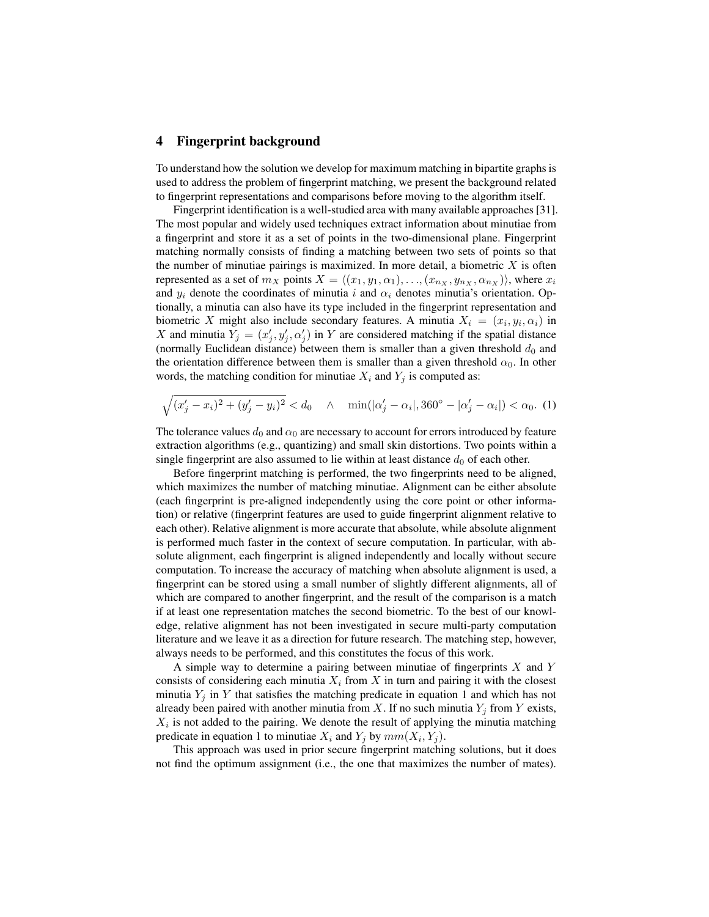## 4 Fingerprint background

To understand how the solution we develop for maximum matching in bipartite graphs is used to address the problem of fingerprint matching, we present the background related to fingerprint representations and comparisons before moving to the algorithm itself.

Fingerprint identification is a well-studied area with many available approaches [31]. The most popular and widely used techniques extract information about minutiae from a fingerprint and store it as a set of points in the two-dimensional plane. Fingerprint matching normally consists of finding a matching between two sets of points so that the number of minutiae pairings is maximized. In more detail, a biometric $X$ is often represented as a set of $m_X$ points $X = \langle (x_1, y_1, \alpha_1), \ldots, (x_{n_X}, y_{n_X}, \alpha_{n_X}) \rangle$, where $x_i$ and $y_i$ denote the coordinates of minutia $i$ and $\alpha_i$ denotes minutia's orientation. Optionally, a minutia can also have its type included in the fingerprint representation and biometric $X$ might also include secondary features. A minutia $X_i = (x_i, y_i, \alpha_i)$ in $X$ and minutia $Y_j = (x'_j, y'_j, \alpha'_j)$ in $Y$ are considered matching if the spatial distance (normally Euclidean distance) between them is smaller than a given threshold $d_0$ and the orientation difference between them is smaller than a given threshold $\alpha_0$. In other words, the matching condition for minutiae $X_i$ and $Y_j$ is computed as:

$$\sqrt{(x'_j - x_i)^2 + (y'_j - y_i)^2} < d_0 \quad \wedge \quad \min(|\alpha'_j - \alpha_i|, 360^\circ - |\alpha'_j - \alpha_i|) < \alpha_0. \quad (1)$$

The tolerance values $d_0$ and $\alpha_0$ are necessary to account for errors introduced by feature extraction algorithms (e.g., quantizing) and small skin distortions. Two points within a single fingerprint are also assumed to lie within at least distance $d_0$ of each other.

Before fingerprint matching is performed, the two fingerprints need to be aligned, which maximizes the number of matching minutiae. Alignment can be either absolute (each fingerprint is pre-aligned independently using the core point or other information) or relative (fingerprint features are used to guide fingerprint alignment relative to each other). Relative alignment is more accurate that absolute, while absolute alignment is performed much faster in the context of secure computation. In particular, with absolute alignment, each fingerprint is aligned independently and locally without secure computation. To increase the accuracy of matching when absolute alignment is used, a fingerprint can be stored using a small number of slightly different alignments, all of which are compared to another fingerprint, and the result of the comparison is a match if at least one representation matches the second biometric. To the best of our knowledge, relative alignment has not been investigated in secure multi-party computation literature and we leave it as a direction for future research. The matching step, however, always needs to be performed, and this constitutes the focus of this work.

A simple way to determine a pairing between minutiae of fingerprints $X$ and $Y$ consists of considering each minutia $X_i$ from $X$ in turn and pairing it with the closest minutia $Y_j$ in $Y$ that satisfies the matching predicate in equation 1 and which has not already been paired with another minutia from $X$. If no such minutia $Y_j$ from $Y$ exists, $X_i$ is not added to the pairing. We denote the result of applying the minutia matching predicate in equation 1 to minutiae $X_i$ and $Y_j$ by $mm(X_i, Y_j)$.

This approach was used in prior secure fingerprint matching solutions, but it does not find the optimum assignment (i.e., the one that maximizes the number of mates).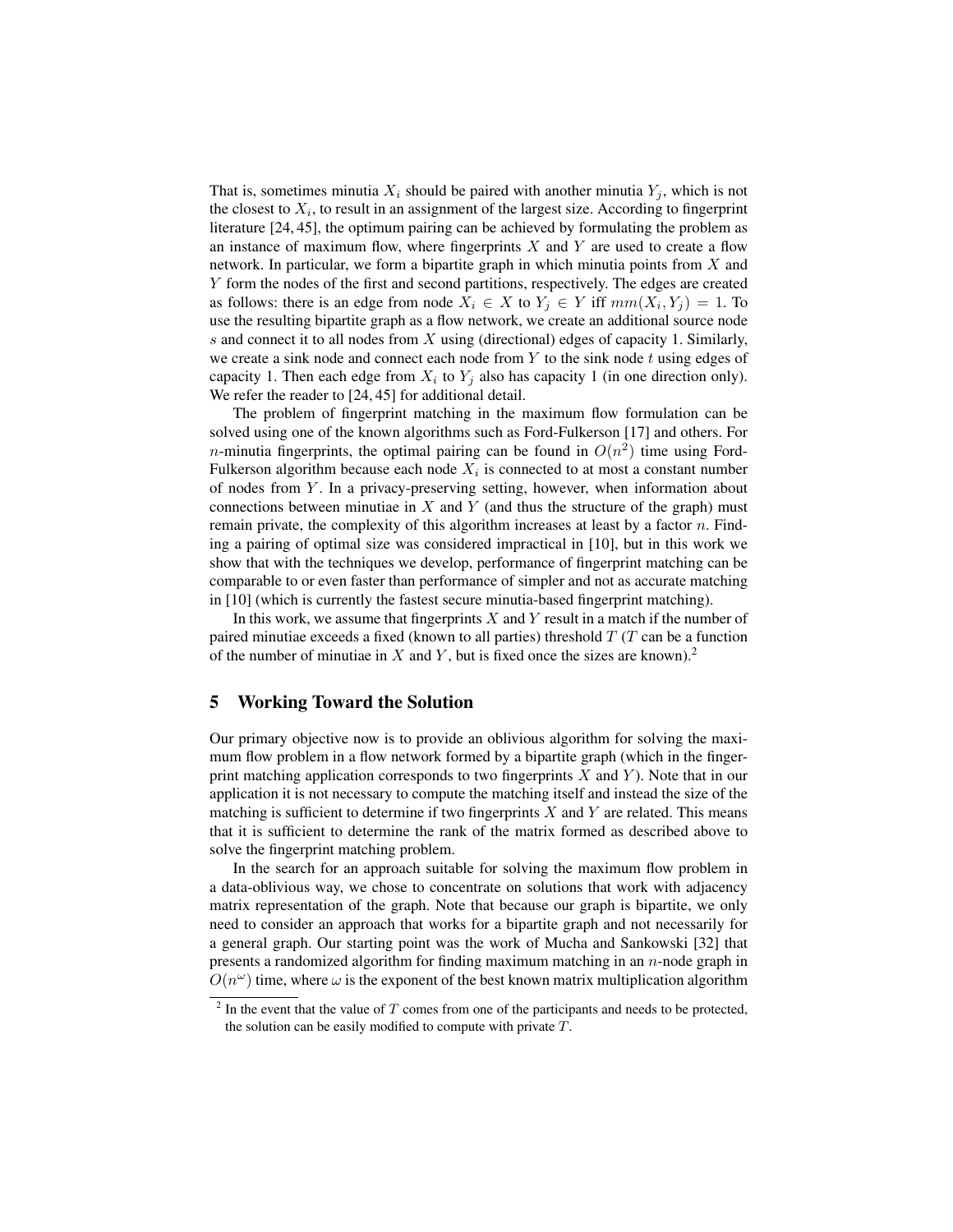That is, sometimes minutia $X_i$ should be paired with another minutia $Y_j$, which is not the closest to $X_i$, to result in an assignment of the largest size. According to fingerprint literature [24, 45], the optimum pairing can be achieved by formulating the problem as an instance of maximum flow, where fingerprints $X$ and $Y$ are used to create a flow network. In particular, we form a bipartite graph in which minutia points from $X$ and $Y$ form the nodes of the first and second partitions, respectively. The edges are created as follows: there is an edge from node $X_i \in X$ to $Y_j \in Y$ iff $mm(X_i, Y_j) = 1$. To use the resulting bipartite graph as a flow network, we create an additional source node $s$ and connect it to all nodes from $X$ using (directional) edges of capacity 1. Similarly, we create a sink node and connect each node from $Y$ to the sink node $t$ using edges of capacity 1. Then each edge from $X_i$ to $Y_j$ also has capacity 1 (in one direction only). We refer the reader to [24, 45] for additional detail.

The problem of fingerprint matching in the maximum flow formulation can be solved using one of the known algorithms such as Ford-Fulkerson [17] and others. For $n$-minutia fingerprints, the optimal pairing can be found in $O(n^2)$ time using Ford-Fulkerson algorithm because each node $X_i$ is connected to at most a constant number of nodes from $Y$. In a privacy-preserving setting, however, when information about connections between minutiae in $X$ and $Y$ (and thus the structure of the graph) must remain private, the complexity of this algorithm increases at least by a factor $n$. Finding a pairing of optimal size was considered impractical in [10], but in this work we show that with the techniques we develop, performance of fingerprint matching can be comparable to or even faster than performance of simpler and not as accurate matching in [10] (which is currently the fastest secure minutia-based fingerprint matching).

In this work, we assume that fingerprints $X$ and $Y$ result in a match if the number of paired minutiae exceeds a fixed (known to all parties) threshold $T$ ($T$ can be a function of the number of minutiae in $X$ and $Y$, but is fixed once the sizes are known).[2]

## 5 Working Toward the Solution

Our primary objective now is to provide an oblivious algorithm for solving the maximum flow problem in a flow network formed by a bipartite graph (which in the fingerprint matching application corresponds to two fingerprints $X$ and $Y$). Note that in our application it is not necessary to compute the matching itself and instead the size of the matching is sufficient to determine if two fingerprints $X$ and $Y$ are related. This means that it is sufficient to determine the rank of the matrix formed as described above to solve the fingerprint matching problem.

In the search for an approach suitable for solving the maximum flow problem in a data-oblivious way, we chose to concentrate on solutions that work with adjacency matrix representation of the graph. Note that because our graph is bipartite, we only need to consider an approach that works for a bipartite graph and not necessarily for a general graph. Our starting point was the work of Mucha and Sankowski [32] that presents a randomized algorithm for finding maximum matching in an $n$-node graph in $O(n^\omega)$ time, where $\omega$ is the exponent of the best known matrix multiplication algorithm

[2] In the event that the value of $T$ comes from one of the participants and needs to be protected, the solution can be easily modified to compute with private $T$.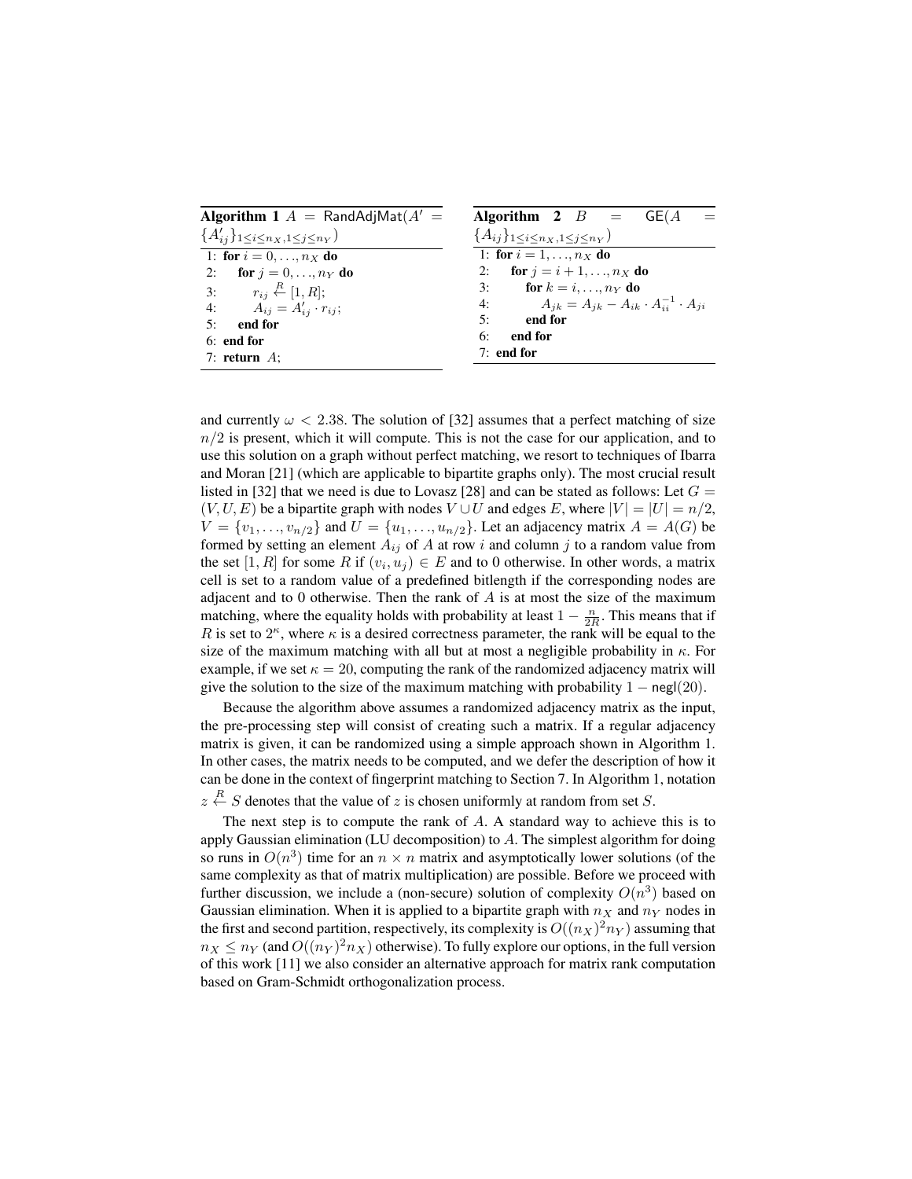**Algorithm 1** $A$ = RandAdjMat($A' = \{A'_{ij}\}_{1\le i\le n_X, 1\le j\le n_Y}$)

```
1: for i = 0, ..., n_X do
2:     for j = 0, ..., n_Y do
3:         r_ij ←R [1, R];
4:         A_ij = A'_ij · r_ij;
5:     end for
6: end for
7: return A;
```

**Algorithm 2** $B$ = GE($A = \{A_{ij}\}_{1\le i\le n_X, 1\le j\le n_Y}$)

```
1: for i = 1, ..., n_X do
2:     for j = i + 1, ..., n_X do
3:         for k = i, ..., n_Y do
4:             A_jk = A_jk − A_ik · A_ii^{-1} · A_ji
5:         end for
6:     end for
7: end for
```

and currently $\omega < 2.38$. The solution of [32] assumes that a perfect matching of size $n/2$ is present, which it will compute. This is not the case for our application, and to use this solution on a graph without perfect matching, we resort to techniques of Ibarra and Moran [21] (which are applicable to bipartite graphs only). The most crucial result listed in [32] that we need is due to Lovasz [28] and can be stated as follows: Let $G = (V, U, E)$ be a bipartite graph with nodes $V \cup U$ and edges $E$, where $|V| = |U| = n/2$, $V = \{v_1, \ldots, v_{n/2}\}$ and $U = \{u_1, \ldots, u_{n/2}\}$. Let an adjacency matrix $A = A(G)$ be formed by setting an element $A_{ij}$ of $A$ at row $i$ and column $j$ to a random value from the set $[1, R]$ for some $R$ if $(v_i, u_j) \in E$ and to 0 otherwise. In other words, a matrix cell is set to a random value of a predefined bitlength if the corresponding nodes are adjacent and to 0 otherwise. Then the rank of $A$ is at most the size of the maximum matching, where the equality holds with probability at least $1 - \frac{n}{2R}$. This means that if $R$ is set to $2^\kappa$, where $\kappa$ is a desired correctness parameter, the rank will be equal to the size of the maximum matching with all but at most a negligible probability in $\kappa$. For example, if we set $\kappa = 20$, computing the rank of the randomized adjacency matrix will give the solution to the size of the maximum matching with probability $1 - \mathsf{negl}(20)$.

Because the algorithm above assumes a randomized adjacency matrix as the input, the pre-processing step will consist of creating such a matrix. If a regular adjacency matrix is given, it can be randomized using a simple approach shown in Algorithm 1. In other cases, the matrix needs to be computed, and we defer the description of how it can be done in the context of fingerprint matching to Section 7. In Algorithm 1, notation $z \stackrel{R}{\leftarrow} S$ denotes that the value of $z$ is chosen uniformly at random from set $S$.

The next step is to compute the rank of $A$. A standard way to achieve this is to apply Gaussian elimination (LU decomposition) to $A$. The simplest algorithm for doing so runs in $O(n^3)$ time for an $n \times n$ matrix and asymptotically lower solutions (of the same complexity as that of matrix multiplication) are possible. Before we proceed with further discussion, we include a (non-secure) solution of complexity $O(n^3)$ based on Gaussian elimination. When it is applied to a bipartite graph with $n_X$ and $n_Y$ nodes in the first and second partition, respectively, its complexity is $O((n_X)^2 n_Y)$ assuming that $n_X \le n_Y$ (and $O((n_Y)^2 n_X)$ otherwise). To fully explore our options, in the full version of this work [11] we also consider an alternative approach for matrix rank computation based on Gram-Schmidt orthogonalization process.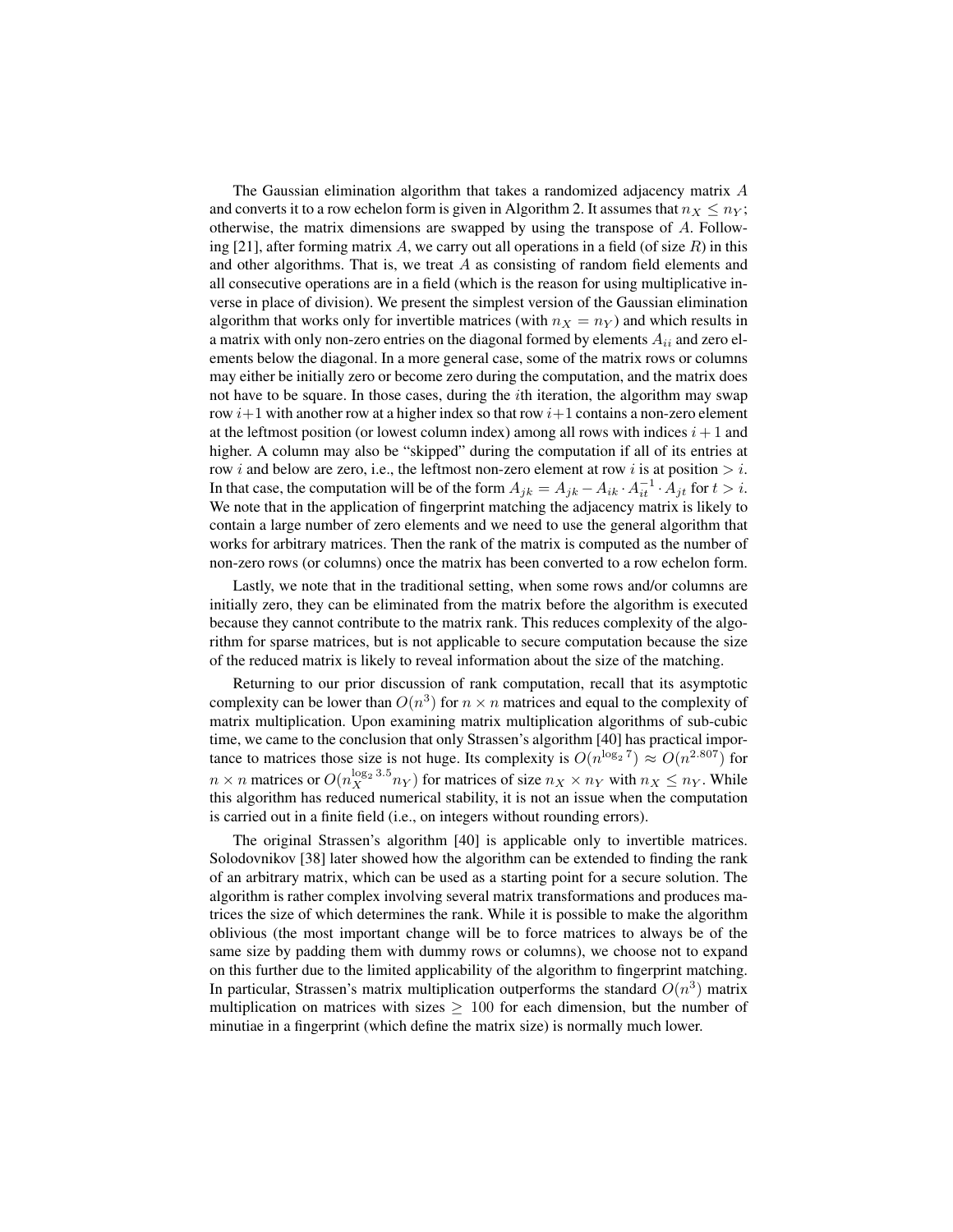The Gaussian elimination algorithm that takes a randomized adjacency matrix $A$ and converts it to a row echelon form is given in Algorithm 2. It assumes that $n_X \leq n_Y$; otherwise, the matrix dimensions are swapped by using the transpose of $A$. Following [21], after forming matrix $A$, we carry out all operations in a field (of size $R$) in this and other algorithms. That is, we treat $A$ as consisting of random field elements and all consecutive operations are in a field (which is the reason for using multiplicative inverse in place of division). We present the simplest version of the Gaussian elimination algorithm that works only for invertible matrices (with $n_X = n_Y$) and which results in a matrix with only non-zero entries on the diagonal formed by elements $A_{ii}$ and zero elements below the diagonal. In a more general case, some of the matrix rows or columns may either be initially zero or become zero during the computation, and the matrix does not have to be square. In those cases, during the $i$th iteration, the algorithm may swap row $i+1$ with another row at a higher index so that row $i+1$ contains a non-zero element at the leftmost position (or lowest column index) among all rows with indices $i+1$ and higher. A column may also be "skipped" during the computation if all of its entries at row $i$ and below are zero, i.e., the leftmost non-zero element at row $i$ is at position $> i$. In that case, the computation will be of the form $A_{jk} = A_{jk} - A_{ik} \cdot A_{it}^{-1} \cdot A_{jt}$ for $t > i$. We note that in the application of fingerprint matching the adjacency matrix is likely to contain a large number of zero elements and we need to use the general algorithm that works for arbitrary matrices. Then the rank of the matrix is computed as the number of non-zero rows (or columns) once the matrix has been converted to a row echelon form.

Lastly, we note that in the traditional setting, when some rows and/or columns are initially zero, they can be eliminated from the matrix before the algorithm is executed because they cannot contribute to the matrix rank. This reduces complexity of the algorithm for sparse matrices, but is not applicable to secure computation because the size of the reduced matrix is likely to reveal information about the size of the matching.

Returning to our prior discussion of rank computation, recall that its asymptotic complexity can be lower than $O(n^3)$ for $n \times n$ matrices and equal to the complexity of matrix multiplication. Upon examining matrix multiplication algorithms of sub-cubic time, we came to the conclusion that only Strassen's algorithm [40] has practical importance to matrices those size is not huge. Its complexity is $O(n^{\log_2 7}) \approx O(n^{2.807})$ for $n \times n$ matrices or $O(n_X^{\log_2 3.5} n_Y)$ for matrices of size $n_X \times n_Y$ with $n_X \leq n_Y$. While this algorithm has reduced numerical stability, it is not an issue when the computation is carried out in a finite field (i.e., on integers without rounding errors).

The original Strassen's algorithm [40] is applicable only to invertible matrices. Solodovnikov [38] later showed how the algorithm can be extended to finding the rank of an arbitrary matrix, which can be used as a starting point for a secure solution. The algorithm is rather complex involving several matrix transformations and produces matrices the size of which determines the rank. While it is possible to make the algorithm oblivious (the most important change will be to force matrices to always be of the same size by padding them with dummy rows or columns), we choose not to expand on this further due to the limited applicability of the algorithm to fingerprint matching. In particular, Strassen's matrix multiplication outperforms the standard $O(n^3)$ matrix multiplication on matrices with sizes $\geq 100$ for each dimension, but the number of minutiae in a fingerprint (which define the matrix size) is normally much lower.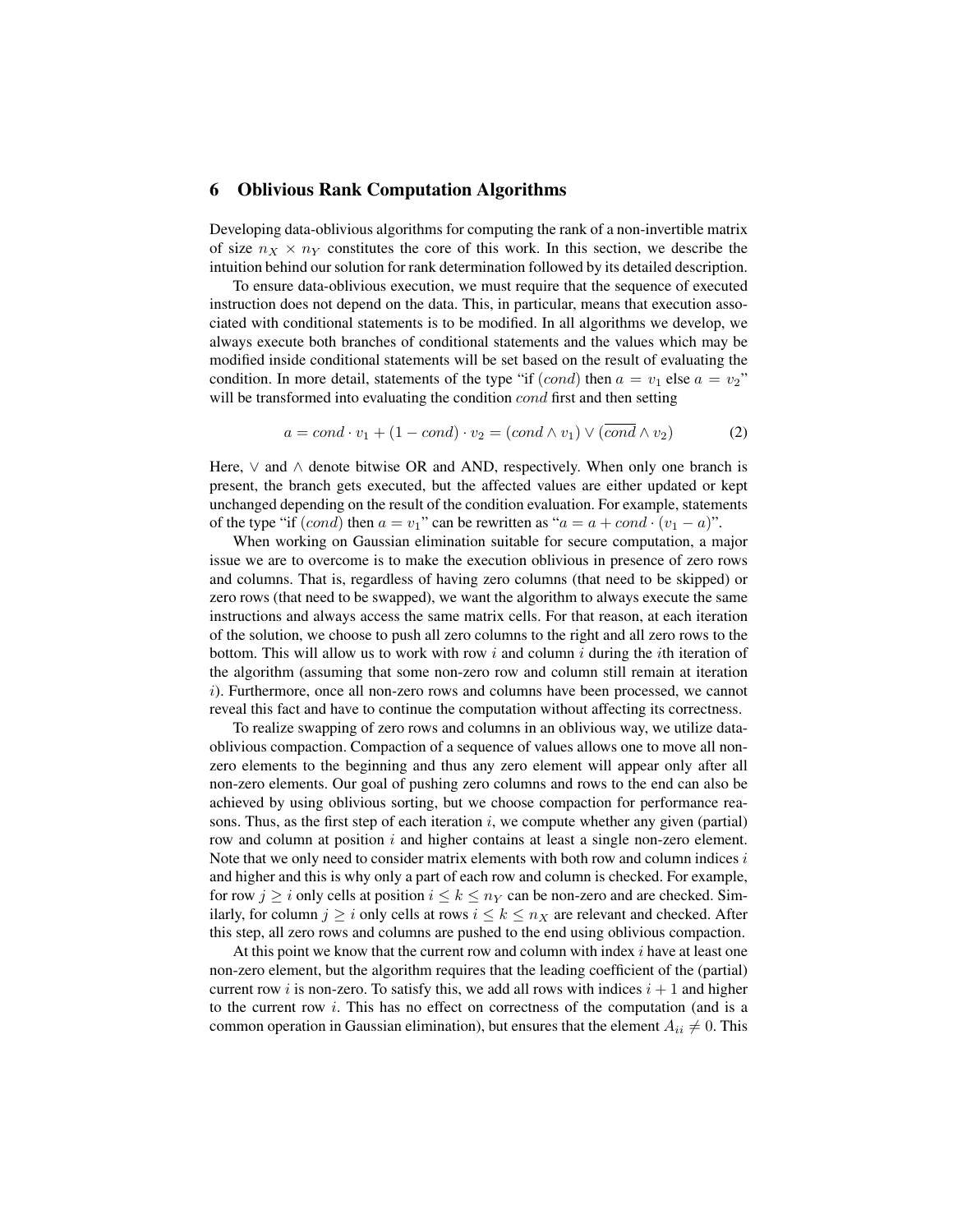## 6 Oblivious Rank Computation Algorithms

Developing data-oblivious algorithms for computing the rank of a non-invertible matrix of size $n_X \times n_Y$ constitutes the core of this work. In this section, we describe the intuition behind our solution for rank determination followed by its detailed description.

To ensure data-oblivious execution, we must require that the sequence of executed instruction does not depend on the data. This, in particular, means that execution associated with conditional statements is to be modified. In all algorithms we develop, we always execute both branches of conditional statements and the values which may be modified inside conditional statements will be set based on the result of evaluating the condition. In more detail, statements of the type "if $(cond)$ then $a = v_1$ else $a = v_2$" will be transformed into evaluating the condition $cond$ first and then setting

$$a = cond \cdot v_1 + (1 - cond) \cdot v_2 = (cond \wedge v_1) \vee (\overline{cond} \wedge v_2) \tag{2}$$

Here, $\vee$ and $\wedge$ denote bitwise OR and AND, respectively. When only one branch is present, the branch gets executed, but the affected values are either updated or kept unchanged depending on the result of the condition evaluation. For example, statements of the type "if $(cond)$ then $a = v_1$" can be rewritten as "$a = a + cond \cdot (v_1 - a)$".

When working on Gaussian elimination suitable for secure computation, a major issue we are to overcome is to make the execution oblivious in presence of zero rows and columns. That is, regardless of having zero columns (that need to be skipped) or zero rows (that need to be swapped), we want the algorithm to always execute the same instructions and always access the same matrix cells. For that reason, at each iteration of the solution, we choose to push all zero columns to the right and all zero rows to the bottom. This will allow us to work with row $i$ and column $i$ during the $i$th iteration of the algorithm (assuming that some non-zero row and column still remain at iteration $i$). Furthermore, once all non-zero rows and columns have been processed, we cannot reveal this fact and have to continue the computation without affecting its correctness.

To realize swapping of zero rows and columns in an oblivious way, we utilize data-oblivious compaction. Compaction of a sequence of values allows one to move all non-zero elements to the beginning and thus any zero element will appear only after all non-zero elements. Our goal of pushing zero columns and rows to the end can also be achieved by using oblivious sorting, but we choose compaction for performance reasons. Thus, as the first step of each iteration $i$, we compute whether any given (partial) row and column at position $i$ and higher contains at least a single non-zero element. Note that we only need to consider matrix elements with both row and column indices $i$ and higher and this is why only a part of each row and column is checked. For example, for row $j \geq i$ only cells at position $i \leq k \leq n_Y$ can be non-zero and are checked. Similarly, for column $j \geq i$ only cells at rows $i \leq k \leq n_X$ are relevant and checked. After this step, all zero rows and columns are pushed to the end using oblivious compaction.

At this point we know that the current row and column with index $i$ have at least one non-zero element, but the algorithm requires that the leading coefficient of the (partial) current row $i$ is non-zero. To satisfy this, we add all rows with indices $i+1$ and higher to the current row $i$. This has no effect on correctness of the computation (and is a common operation in Gaussian elimination), but ensures that the element $A_{ii} \neq 0$. This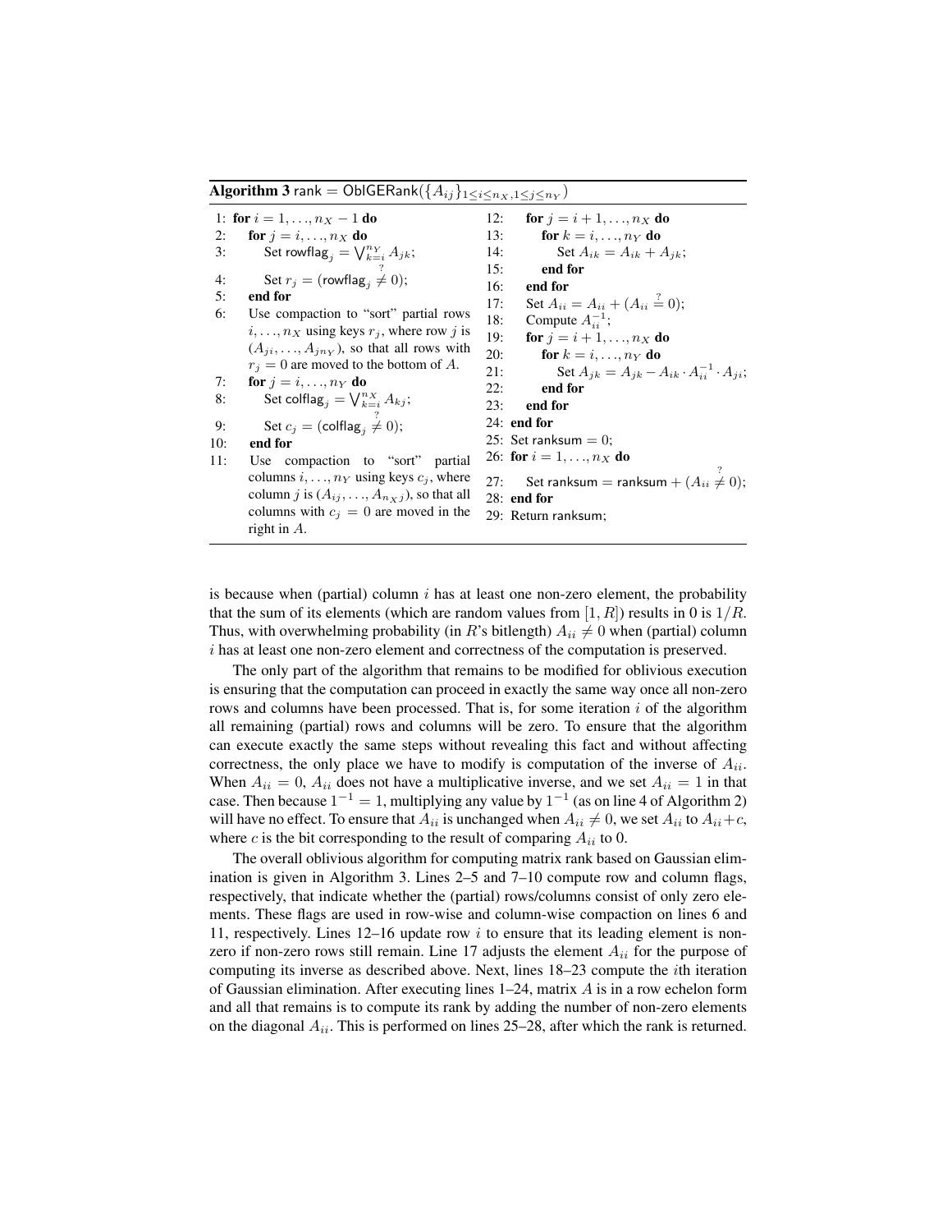**Algorithm 3** rank = OblGERank($\{A_{ij}\}_{1\le i\le n_X, 1\le j\le n_Y}$)

```
1: for i = 1, ..., n_X − 1 do
2:     for j = i, ..., n_X do
3:         Set rowflag_j = ⋁_{k=i}^{n_Y} A_jk;
4:         Set r_j = (rowflag_j ≠? 0);
5:     end for
6:     Use compaction to "sort" partial rows i, ..., n_X using keys r_j, where row j is (A_ji, ..., A_jn_Y), so that all rows with r_j = 0 are moved to the bottom of A.
7:     for j = i, ..., n_Y do
8:         Set colflag_j = ⋁_{k=i}^{n_X} A_kj;
9:         Set c_j = (colflag_j ≠? 0);
10:    end for
11:    Use compaction to "sort" partial columns i, ..., n_Y using keys c_j, where column j is (A_ij, ..., A_n_X j), so that all columns with c_j = 0 are moved in the right in A.
12:    for j = i + 1, ..., n_X do
13:        for k = i, ..., n_Y do
14:            Set A_ik = A_ik + A_jk;
15:        end for
16:    end for
17:    Set A_ii = A_ii + (A_ii =? 0);
18:    Compute A_ii^{-1};
19:    for j = i + 1, ..., n_X do
20:        for k = i, ..., n_Y do
21:            Set A_jk = A_jk − A_ik · A_ii^{-1} · A_ji;
22:        end for
23:    end for
24: end for
25: Set ranksum = 0;
26: for i = 1, ..., n_X do
27:     Set ranksum = ranksum + (A_ii ≠? 0);
28: end for
29: Return ranksum;
```

is because when (partial) column $i$ has at least one non-zero element, the probability that the sum of its elements (which are random values from $[1, R]$) results in 0 is $1/R$. Thus, with overwhelming probability (in $R$'s bitlength) $A_{ii} \neq 0$ when (partial) column $i$ has at least one non-zero element and correctness of the computation is preserved.

The only part of the algorithm that remains to be modified for oblivious execution is ensuring that the computation can proceed in exactly the same way once all non-zero rows and columns have been processed. That is, for some iteration $i$ of the algorithm all remaining (partial) rows and columns will be zero. To ensure that the algorithm can execute exactly the same steps without revealing this fact and without affecting correctness, the only place we have to modify is computation of the inverse of $A_{ii}$. When $A_{ii} = 0$, $A_{ii}$ does not have a multiplicative inverse, and we set $A_{ii} = 1$ in that case. Then because $1^{-1} = 1$, multiplying any value by $1^{-1}$ (as on line 4 of Algorithm 2) will have no effect. To ensure that $A_{ii}$ is unchanged when $A_{ii} \neq 0$, we set $A_{ii}$ to $A_{ii}+c$, where $c$ is the bit corresponding to the result of comparing $A_{ii}$ to 0.

The overall oblivious algorithm for computing matrix rank based on Gaussian elimination is given in Algorithm 3. Lines 2–5 and 7–10 compute row and column flags, respectively, that indicate whether the (partial) rows/columns consist of only zero elements. These flags are used in row-wise and column-wise compaction on lines 6 and 11, respectively. Lines 12–16 update row $i$ to ensure that its leading element is non-zero if non-zero rows still remain. Line 17 adjusts the element $A_{ii}$ for the purpose of computing its inverse as described above. Next, lines 18–23 compute the $i$th iteration of Gaussian elimination. After executing lines 1–24, matrix $A$ is in a row echelon form and all that remains is to compute its rank by adding the number of non-zero elements on the diagonal $A_{ii}$. This is performed on lines 25–28, after which the rank is returned.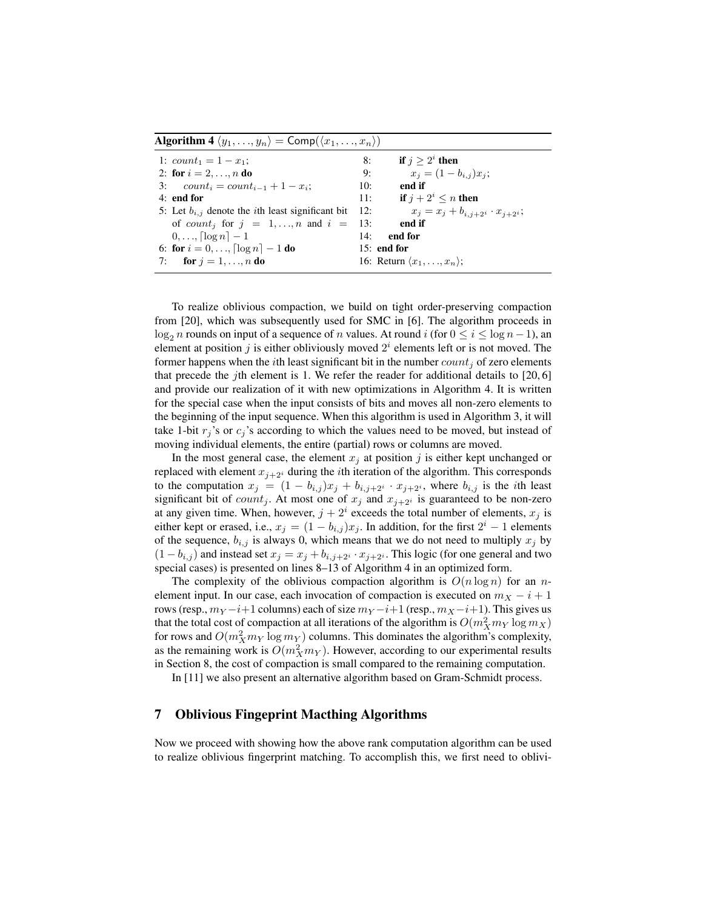**Algorithm 4** $\langle y_1, \ldots, y_n \rangle = \mathsf{Comp}(\langle x_1, \ldots, x_n \rangle)$

```
1: count_1 = 1 − x_1;
2: for i = 2, ..., n do
3:     count_i = count_{i−1} + 1 − x_i;
4: end for
5: Let b_{i,j} denote the ith least significant bit
   of count_j for j = 1, ..., n and i =
   0, ..., ⌈log n⌉ − 1
6: for i = 0, ..., ⌈log n⌉ − 1 do
7:     for j = 1, ..., n do
8:         if j ≥ 2^i then
9:             x_j = (1 − b_{i,j}) x_j;
10:        end if
11:        if j + 2^i ≤ n then
12:            x_j = x_j + b_{i,j+2^i} · x_{j+2^i};
13:        end if
14:    end for
15: end for
16: Return ⟨x_1, ..., x_n⟩;
```

To realize oblivious compaction, we build on tight order-preserving compaction from [20], which was subsequently used for SMC in [6]. The algorithm proceeds in $\log_2 n$ rounds on input of a sequence of $n$ values. At round $i$ (for $0 \le i \le \log n - 1$), an element at position $j$ is either obliviously moved $2^i$ elements left or is not moved. The former happens when the $i$th least significant bit in the number $count_j$ of zero elements that precede the $j$th element is 1. We refer the reader for additional details to [20, 6] and provide our realization of it with new optimizations in Algorithm 4. It is written for the special case when the input consists of bits and moves all non-zero elements to the beginning of the input sequence. When this algorithm is used in Algorithm 3, it will take 1-bit $r_j$'s or $c_j$'s according to which the values need to be moved, but instead of moving individual elements, the entire (partial) rows or columns are moved.

In the most general case, the element $x_j$ at position $j$ is either kept unchanged or replaced with element $x_{j+2^i}$ during the $i$th iteration of the algorithm. This corresponds to the computation $x_j = (1 - b_{i,j})x_j + b_{i,j+2^i} \cdot x_{j+2^i}$, where $b_{i,j}$ is the $i$th least significant bit of $count_j$. At most one of $x_j$ and $x_{j+2^i}$ is guaranteed to be non-zero at any given time. When, however, $j + 2^i$ exceeds the total number of elements, $x_j$ is either kept or erased, i.e., $x_j = (1 - b_{i,j})x_j$. In addition, for the first $2^i - 1$ elements of the sequence, $b_{i,j}$ is always 0, which means that we do not need to multiply $x_j$ by $(1 - b_{i,j})$ and instead set $x_j = x_j + b_{i,j+2^i} \cdot x_{j+2^i}$. This logic (for one general and two special cases) is presented on lines 8–13 of Algorithm 4 in an optimized form.

The complexity of the oblivious compaction algorithm is $O(n \log n)$ for an $n$-element input. In our case, each invocation of compaction is executed on $m_X - i + 1$ rows (resp., $m_Y - i + 1$ columns) each of size $m_Y - i + 1$ (resp., $m_X - i + 1$). This gives us that the total cost of compaction at all iterations of the algorithm is $O(m_X^2 m_Y \log m_X)$ for rows and $O(m_X^2 m_Y \log m_Y)$ columns. This dominates the algorithm's complexity, as the remaining work is $O(m_X^2 m_Y)$. However, according to our experimental results in Section 8, the cost of compaction is small compared to the remaining computation.

In [11] we also present an alternative algorithm based on Gram-Schmidt process.

## 7 Oblivious Fingerprint Macthing Algorithms

Now we proceed with showing how the above rank computation algorithm can be used to realize oblivious fingerprint matching. To accomplish this, we first need to oblivi-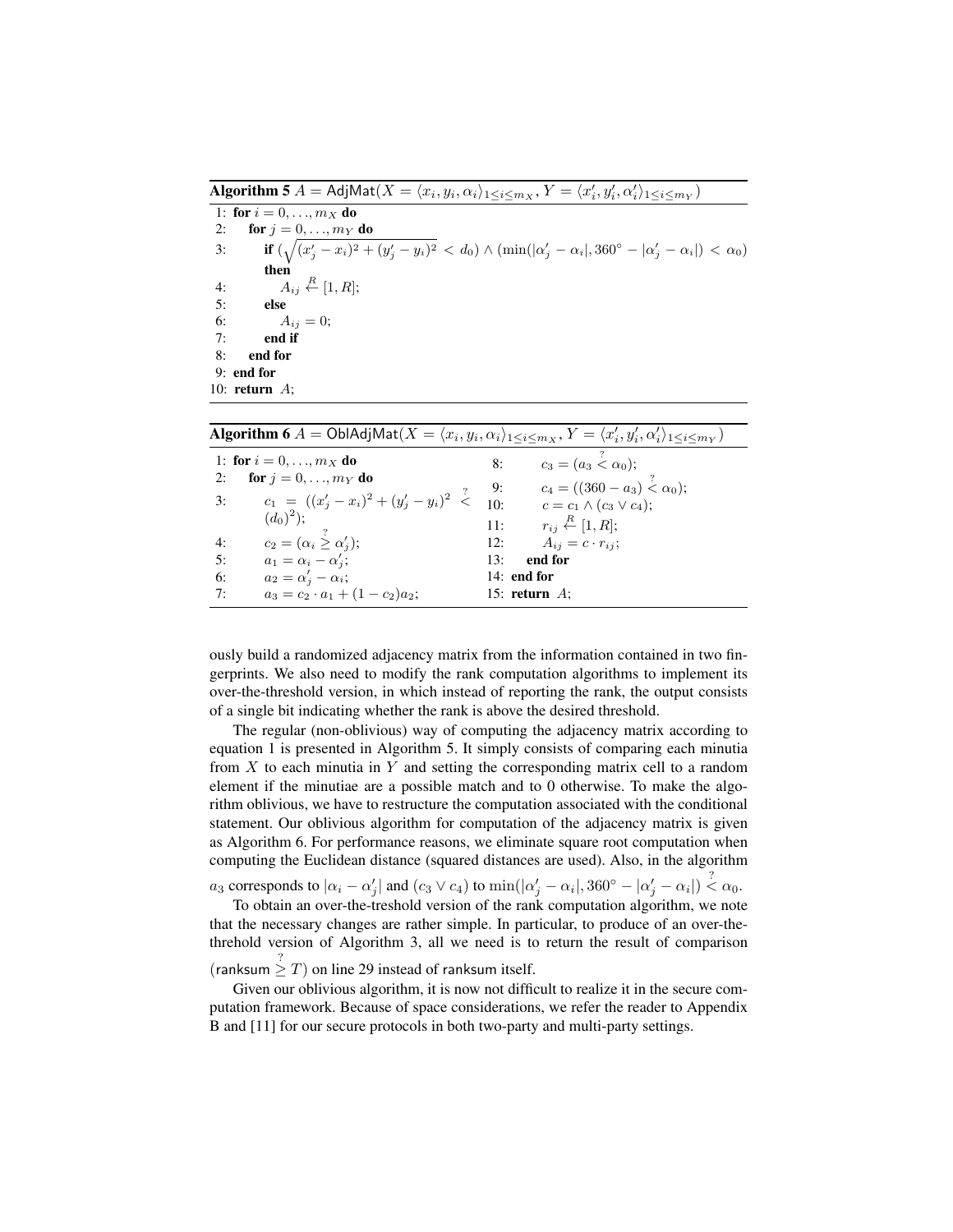**Algorithm 5** $A = \mathsf{AdjMat}(X = \langle x_i, y_i, \alpha_i \rangle_{1 \le i \le m_X}, Y = \langle x'_i, y'_i, \alpha'_i \rangle_{1 \le i \le m_Y})$

```
1: for i = 0, ..., m_X do
2:     for j = 0, ..., m_Y do
3:         if (sqrt((x'_j − x_i)^2 + (y'_j − y_i)^2) < d_0) ∧ (min(|α'_j − α_i|, 360° − |α'_j − α_i|) < α_0)
           then
4:             A_ij ←R [1, R];
5:         else
6:             A_ij = 0;
7:         end if
8:     end for
9: end for
10: return A;
```

**Algorithm 6** $A = \mathsf{OblAdjMat}(X = \langle x_i, y_i, \alpha_i \rangle_{1 \le i \le m_X}, Y = \langle x'_i, y'_i, \alpha'_i \rangle_{1 \le i \le m_Y})$

```
1: for i = 0, ..., m_X do
2:     for j = 0, ..., m_Y do
3:         c_1 = ((x'_j − x_i)^2 + (y'_j − y_i)^2 <? (d_0)^2);
4:         c_2 = (α_i ≥? α'_j);
5:         a_1 = α_i − α'_j;
6:         a_2 = α'_j − α_i;
7:         a_3 = c_2 · a_1 + (1 − c_2)a_2;
8:         c_3 = (a_3 <? α_0);
9:         c_4 = ((360 − a_3) <? α_0);
10:        c = c_1 ∧ (c_3 ∨ c_4);
11:        r_ij ←R [1, R];
12:        A_ij = c · r_ij;
13:    end for
14: end for
15: return A;
```

ously build a randomized adjacency matrix from the information contained in two fingerprints. We also need to modify the rank computation algorithms to implement its over-the-threshold version, in which instead of reporting the rank, the output consists of a single bit indicating whether the rank is above the desired threshold.

The regular (non-oblivious) way of computing the adjacency matrix according to equation 1 is presented in Algorithm 5. It simply consists of comparing each minutia from $X$ to each minutia in $Y$ and setting the corresponding matrix cell to a random element if the minutiae are a possible match and to 0 otherwise. To make the algorithm oblivious, we have to restructure the computation associated with the conditional statement. Our oblivious algorithm for computation of the adjacency matrix is given as Algorithm 6. For performance reasons, we eliminate square root computation when computing the Euclidean distance (squared distances are used). Also, in the algorithm $a_3$ corresponds to $|\alpha_i - \alpha'_j|$ and $(c_3 \vee c_4)$ to $\min(|\alpha'_j - \alpha_i|, 360^\circ - |\alpha'_j - \alpha_i|) \overset{?}{<} \alpha_0$.

To obtain an over-the-treshold version of the rank computation algorithm, we note that the necessary changes are rather simple. In particular, to produce of an over-the-threhold version of Algorithm 3, all we need is to return the result of comparison $(\mathsf{ranksum} \overset{?}{\geq} T)$ on line 29 instead of ranksum itself.

Given our oblivious algorithm, it is now not difficult to realize it in the secure computation framework. Because of space considerations, we refer the reader to Appendix B and [11] for our secure protocols in both two-party and multi-party settings.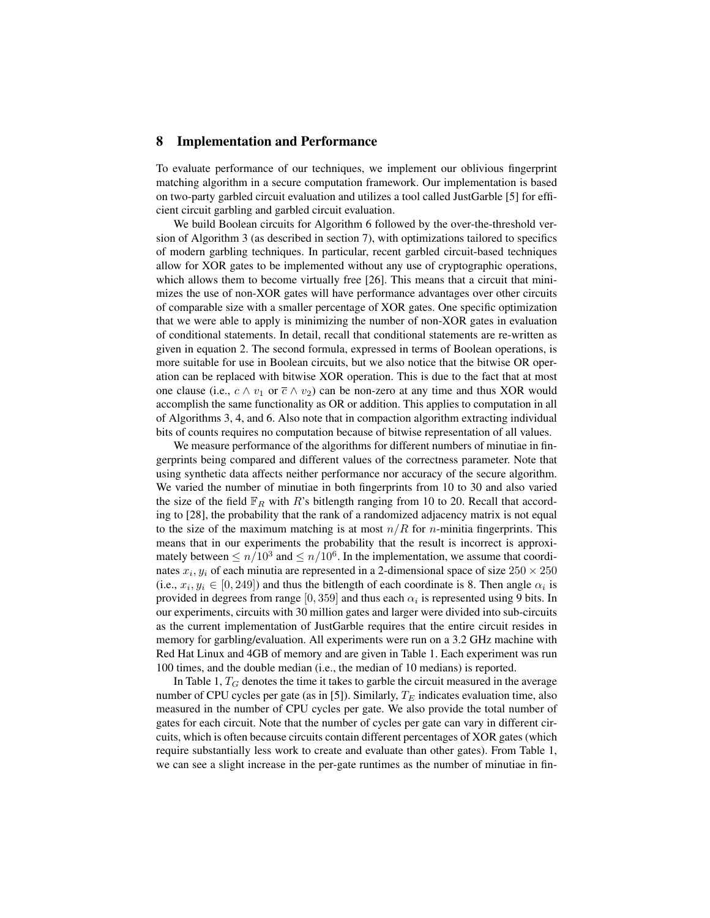## 8 Implementation and Performance

To evaluate performance of our techniques, we implement our oblivious fingerprint matching algorithm in a secure computation framework. Our implementation is based on two-party garbled circuit evaluation and utilizes a tool called JustGarble [5] for efficient circuit garbling and garbled circuit evaluation.

We build Boolean circuits for Algorithm 6 followed by the over-the-threshold version of Algorithm 3 (as described in section 7), with optimizations tailored to specifics of modern garbling techniques. In particular, recent garbled circuit-based techniques allow for XOR gates to be implemented without any use of cryptographic operations, which allows them to become virtually free [26]. This means that a circuit that minimizes the use of non-XOR gates will have performance advantages over other circuits of comparable size with a smaller percentage of XOR gates. One specific optimization that we were able to apply is minimizing the number of non-XOR gates in evaluation of conditional statements. In detail, recall that conditional statements are re-written as given in equation 2. The second formula, expressed in terms of Boolean operations, is more suitable for use in Boolean circuits, but we also notice that the bitwise OR operation can be replaced with bitwise XOR operation. This is due to the fact that at most one clause (i.e., $c \wedge v_1$ or $\overline{c} \wedge v_2$) can be non-zero at any time and thus XOR would accomplish the same functionality as OR or addition. This applies to computation in all of Algorithms 3, 4, and 6. Also note that in compaction algorithm extracting individual bits of counts requires no computation because of bitwise representation of all values.

We measure performance of the algorithms for different numbers of minutiae in fingerprints being compared and different values of the correctness parameter. Note that using synthetic data affects neither performance nor accuracy of the secure algorithm. We varied the number of minutiae in both fingerprints from 10 to 30 and also varied the size of the field $\mathbb{F}_R$ with $R$'s bitlength ranging from 10 to 20. Recall that according to [28], the probability that the rank of a randomized adjacency matrix is not equal to the size of the maximum matching is at most $n/R$ for $n$-minitia fingerprints. This means that in our experiments the probability that the result is incorrect is approximately between $\leq n/10^3$ and $\leq n/10^6$. In the implementation, we assume that coordinates $x_i, y_i$ of each minutia are represented in a 2-dimensional space of size $250 \times 250$ (i.e., $x_i, y_i \in [0, 249]$) and thus the bitlength of each coordinate is 8. Then angle $\alpha_i$ is provided in degrees from range $[0, 359]$ and thus each $\alpha_i$ is represented using 9 bits. In our experiments, circuits with 30 million gates and larger were divided into sub-circuits as the current implementation of JustGarble requires that the entire circuit resides in memory for garbling/evaluation. All experiments were run on a 3.2 GHz machine with Red Hat Linux and 4GB of memory and are given in Table 1. Each experiment was run 100 times, and the double median (i.e., the median of 10 medians) is reported.

In Table 1, $T_G$ denotes the time it takes to garble the circuit measured in the average number of CPU cycles per gate (as in [5]). Similarly, $T_E$ indicates evaluation time, also measured in the number of CPU cycles per gate. We also provide the total number of gates for each circuit. Note that the number of cycles per gate can vary in different circuits, which is often because circuits contain different percentages of XOR gates (which require substantially less work to create and evaluate than other gates). From Table 1, we can see a slight increase in the per-gate runtimes as the number of minutiae in fin-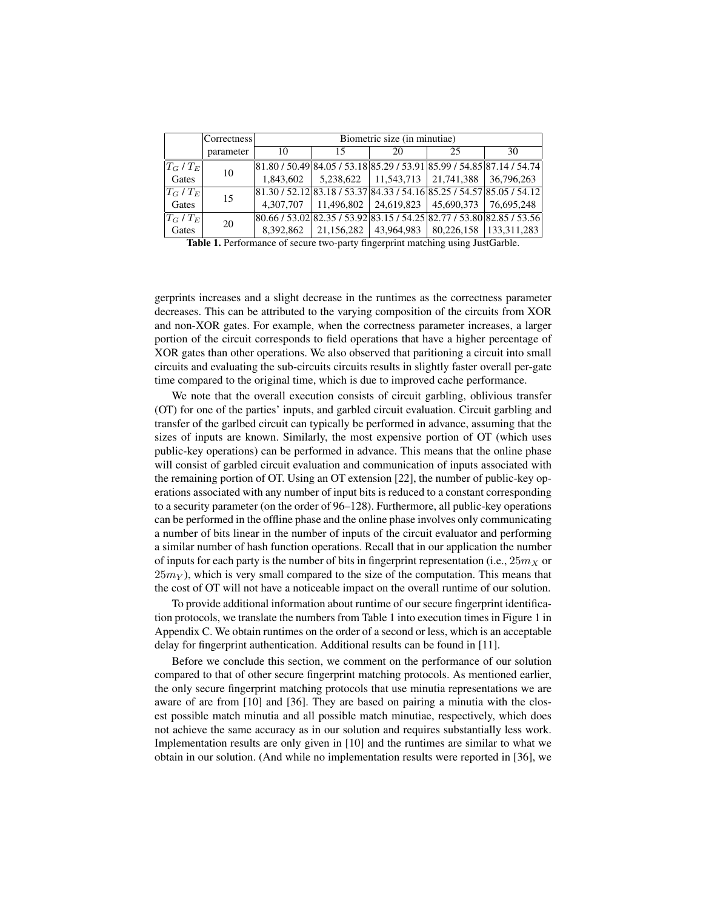| | Correctness | Biometric size (in minutiae) | | | | |
|---|---|---|---|---|---|---|
| | parameter | 10 | 15 | 20 | 25 | 30 |
| $T_G$ / $T_E$ | 10 | 81.80 / 50.49 | 84.05 / 53.18 | 85.29 / 53.91 | 85.99 / 54.85 | 87.14 / 54.74 |
| Gates | | 1,843,602 | 5,238,622 | 11,543,713 | 21,741,388 | 36,796,263 |
| $T_G$ / $T_E$ | 15 | 81.30 / 52.12 | 83.18 / 53.37 | 84.33 / 54.16 | 85.25 / 54.57 | 85.05 / 54.12 |
| Gates | | 4,307,707 | 11,496,802 | 24,619,823 | 45,690,373 | 76,695,248 |
| $T_G$ / $T_E$ | 20 | 80.66 / 53.02 | 82.35 / 53.92 | 83.15 / 54.25 | 82.77 / 53.80 | 82.85 / 53.56 |
| Gates | | 8,392,862 | 21,156,282 | 43,964,983 | 80,226,158 | 133,311,283 |

**Table 1.** Performance of secure two-party fingerprint matching using JustGarble.

gerprints increases and a slight decrease in the runtimes as the correctness parameter decreases. This can be attributed to the varying composition of the circuits from XOR and non-XOR gates. For example, when the correctness parameter increases, a larger portion of the circuit corresponds to field operations that have a higher percentage of XOR gates than other operations. We also observed that paritioning a circuit into small circuits and evaluating the sub-circuits circuits results in slightly faster overall per-gate time compared to the original time, which is due to improved cache performance.

We note that the overall execution consists of circuit garbling, oblivious transfer (OT) for one of the parties' inputs, and garbled circuit evaluation. Circuit garbling and transfer of the garlbed circuit can typically be performed in advance, assuming that the sizes of inputs are known. Similarly, the most expensive portion of OT (which uses public-key operations) can be performed in advance. This means that the online phase will consist of garbled circuit evaluation and communication of inputs associated with the remaining portion of OT. Using an OT extension [22], the number of public-key operations associated with any number of input bits is reduced to a constant corresponding to a security parameter (on the order of 96–128). Furthermore, all public-key operations can be performed in the offline phase and the online phase involves only communicating a number of bits linear in the number of inputs of the circuit evaluator and performing a similar number of hash function operations. Recall that in our application the number of inputs for each party is the number of bits in fingerprint representation (i.e., $25m_X$ or $25m_Y$), which is very small compared to the size of the computation. This means that the cost of OT will not have a noticeable impact on the overall runtime of our solution.

To provide additional information about runtime of our secure fingerprint identification protocols, we translate the numbers from Table 1 into execution times in Figure 1 in Appendix C. We obtain runtimes on the order of a second or less, which is an acceptable delay for fingerprint authentication. Additional results can be found in [11].

Before we conclude this section, we comment on the performance of our solution compared to that of other secure fingerprint matching protocols. As mentioned earlier, the only secure fingerprint matching protocols that use minutia representations we are aware of are from [10] and [36]. They are based on pairing a minutia with the closest possible match minutia and all possible match minutiae, respectively, which does not achieve the same accuracy as in our solution and requires substantially less work. Implementation results are only given in [10] and the runtimes are similar to what we obtain in our solution. (And while no implementation results were reported in [36], we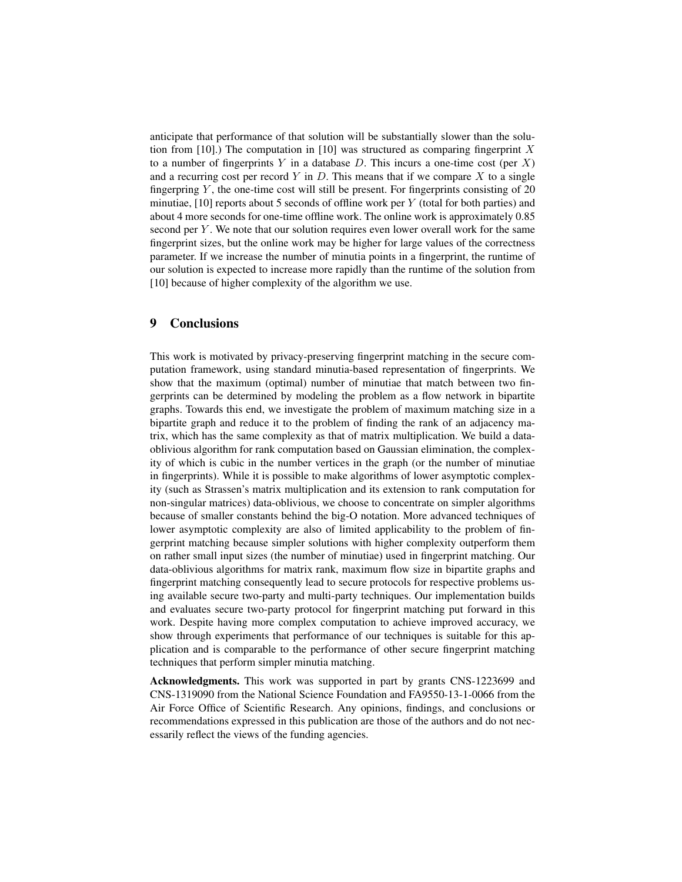anticipate that performance of that solution will be substantially slower than the solution from [10].) The computation in [10] was structured as comparing fingerprint $X$ to a number of fingerprints $Y$ in a database $D$. This incurs a one-time cost (per $X$) and a recurring cost per record $Y$ in $D$. This means that if we compare $X$ to a single fingerpring $Y$, the one-time cost will still be present. For fingerprints consisting of 20 minutiae, [10] reports about 5 seconds of offline work per $Y$ (total for both parties) and about 4 more seconds for one-time offline work. The online work is approximately 0.85 second per $Y$. We note that our solution requires even lower overall work for the same fingerprint sizes, but the online work may be higher for large values of the correctness parameter. If we increase the number of minutia points in a fingerprint, the runtime of our solution is expected to increase more rapidly than the runtime of the solution from [10] because of higher complexity of the algorithm we use.

## 9 Conclusions

This work is motivated by privacy-preserving fingerprint matching in the secure computation framework, using standard minutia-based representation of fingerprints. We show that the maximum (optimal) number of minutiae that match between two fingerprints can be determined by modeling the problem as a flow network in bipartite graphs. Towards this end, we investigate the problem of maximum matching size in a bipartite graph and reduce it to the problem of finding the rank of an adjacency matrix, which has the same complexity as that of matrix multiplication. We build a data-oblivious algorithm for rank computation based on Gaussian elimination, the complexity of which is cubic in the number vertices in the graph (or the number of minutiae in fingerprints). While it is possible to make algorithms of lower asymptotic complexity (such as Strassen's matrix multiplication and its extension to rank computation for non-singular matrices) data-oblivious, we choose to concentrate on simpler algorithms because of smaller constants behind the big-O notation. More advanced techniques of lower asymptotic complexity are also of limited applicability to the problem of fingerprint matching because simpler solutions with higher complexity outperform them on rather small input sizes (the number of minutiae) used in fingerprint matching. Our data-oblivious algorithms for matrix rank, maximum flow size in bipartite graphs and fingerprint matching consequently lead to secure protocols for respective problems using available secure two-party and multi-party techniques. Our implementation builds and evaluates secure two-party protocol for fingerprint matching put forward in this work. Despite having more complex computation to achieve improved accuracy, we show through experiments that performance of our techniques is suitable for this application and is comparable to the performance of other secure fingerprint matching techniques that perform simpler minutia matching.

**Acknowledgments.** This work was supported in part by grants CNS-1223699 and CNS-1319090 from the National Science Foundation and FA9550-13-1-0066 from the Air Force Office of Scientific Research. Any opinions, findings, and conclusions or recommendations expressed in this publication are those of the authors and do not necessarily reflect the views of the funding agencies.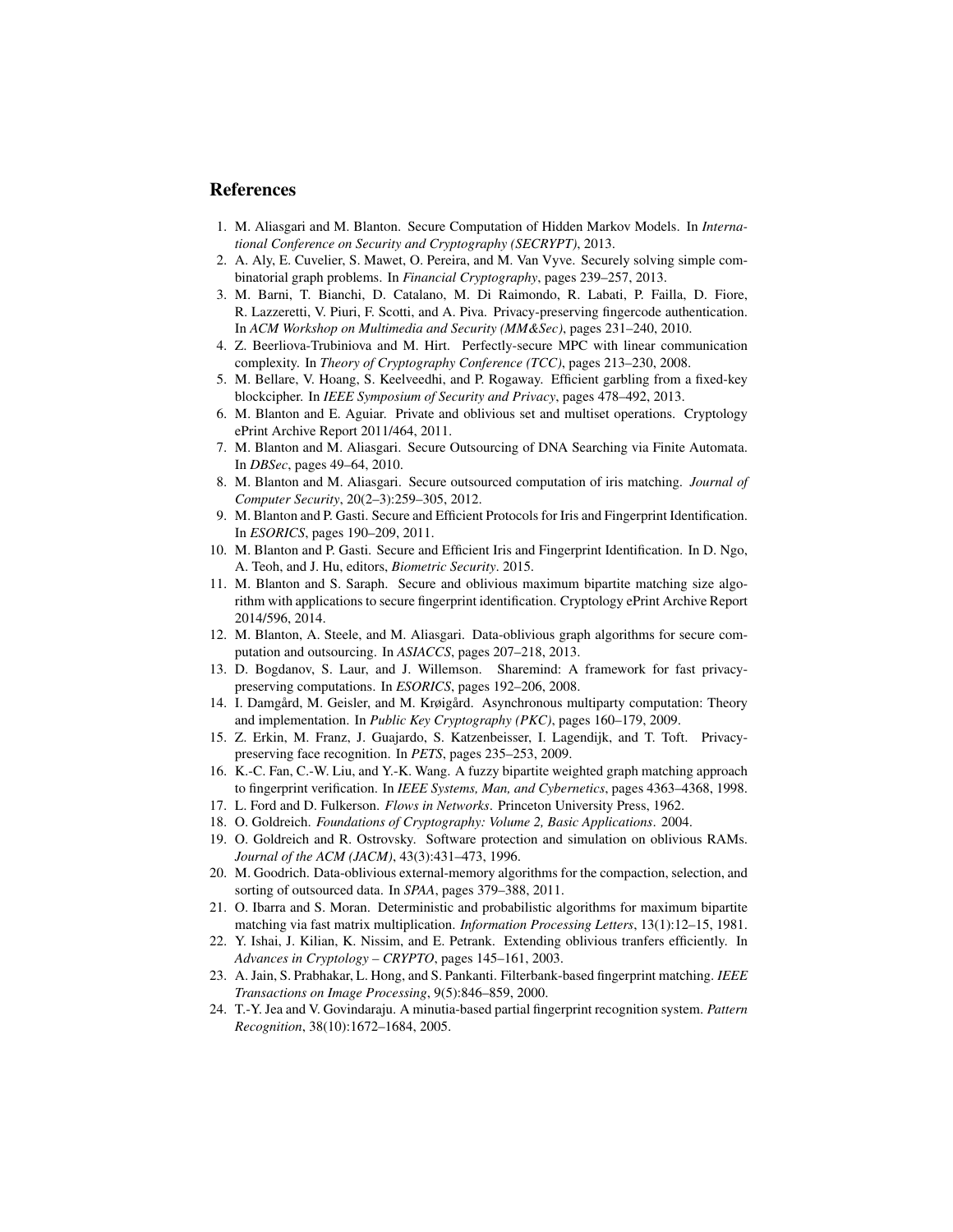## References

1. M. Aliasgari and M. Blanton. Secure Computation of Hidden Markov Models. In *International Conference on Security and Cryptography (SECRYPT)*, 2013.
2. A. Aly, E. Cuvelier, S. Mawet, O. Pereira, and M. Van Vyve. Securely solving simple combinatorial graph problems. In *Financial Cryptography*, pages 239–257, 2013.
3. M. Barni, T. Bianchi, D. Catalano, M. Di Raimondo, R. Labati, P. Failla, D. Fiore, R. Lazzeretti, V. Piuri, F. Scotti, and A. Piva. Privacy-preserving fingercode authentication. In *ACM Workshop on Multimedia and Security (MM&Sec)*, pages 231–240, 2010.
4. Z. Beerliova-Trubiniova and M. Hirt. Perfectly-secure MPC with linear communication complexity. In *Theory of Cryptography Conference (TCC)*, pages 213–230, 2008.
5. M. Bellare, V. Hoang, S. Keelveedhi, and P. Rogaway. Efficient garbling from a fixed-key blockcipher. In *IEEE Symposium of Security and Privacy*, pages 478–492, 2013.
6. M. Blanton and E. Aguiar. Private and oblivious set and multiset operations. Cryptology ePrint Archive Report 2011/464, 2011.
7. M. Blanton and M. Aliasgari. Secure Outsourcing of DNA Searching via Finite Automata. In *DBSec*, pages 49–64, 2010.
8. M. Blanton and M. Aliasgari. Secure outsourced computation of iris matching. *Journal of Computer Security*, 20(2–3):259–305, 2012.
9. M. Blanton and P. Gasti. Secure and Efficient Protocols for Iris and Fingerprint Identification. In *ESORICS*, pages 190–209, 2011.
10. M. Blanton and P. Gasti. Secure and Efficient Iris and Fingerprint Identification. In D. Ngo, A. Teoh, and J. Hu, editors, *Biometric Security*. 2015.
11. M. Blanton and S. Saraph. Secure and oblivious maximum bipartite matching size algorithm with applications to secure fingerprint identification. Cryptology ePrint Archive Report 2014/596, 2014.
12. M. Blanton, A. Steele, and M. Aliasgari. Data-oblivious graph algorithms for secure computation and outsourcing. In *ASIACCS*, pages 207–218, 2013.
13. D. Bogdanov, S. Laur, and J. Willemson. Sharemind: A framework for fast privacy-preserving computations. In *ESORICS*, pages 192–206, 2008.
14. I. Damgård, M. Geisler, and M. Krøigård. Asynchronous multiparty computation: Theory and implementation. In *Public Key Cryptography (PKC)*, pages 160–179, 2009.
15. Z. Erkin, M. Franz, J. Guajardo, S. Katzenbeisser, I. Lagendijk, and T. Toft. Privacy-preserving face recognition. In *PETS*, pages 235–253, 2009.
16. K.-C. Fan, C.-W. Liu, and Y.-K. Wang. A fuzzy bipartite weighted graph matching approach to fingerprint verification. In *IEEE Systems, Man, and Cybernetics*, pages 4363–4368, 1998.
17. L. Ford and D. Fulkerson. *Flows in Networks*. Princeton University Press, 1962.
18. O. Goldreich. *Foundations of Cryptography: Volume 2, Basic Applications*. 2004.
19. O. Goldreich and R. Ostrovsky. Software protection and simulation on oblivious RAMs. *Journal of the ACM (JACM)*, 43(3):431–473, 1996.
20. M. Goodrich. Data-oblivious external-memory algorithms for the compaction, selection, and sorting of outsourced data. In *SPAA*, pages 379–388, 2011.
21. O. Ibarra and S. Moran. Deterministic and probabilistic algorithms for maximum bipartite matching via fast matrix multiplication. *Information Processing Letters*, 13(1):12–15, 1981.
22. Y. Ishai, J. Kilian, K. Nissim, and E. Petrank. Extending oblivious tranfers efficiently. In *Advances in Cryptology – CRYPTO*, pages 145–161, 2003.
23. A. Jain, S. Prabhakar, L. Hong, and S. Pankanti. Filterbank-based fingerprint matching. *IEEE Transactions on Image Processing*, 9(5):846–859, 2000.
24. T.-Y. Jea and V. Govindaraju. A minutia-based partial fingerprint recognition system. *Pattern Recognition*, 38(10):1672–1684, 2005.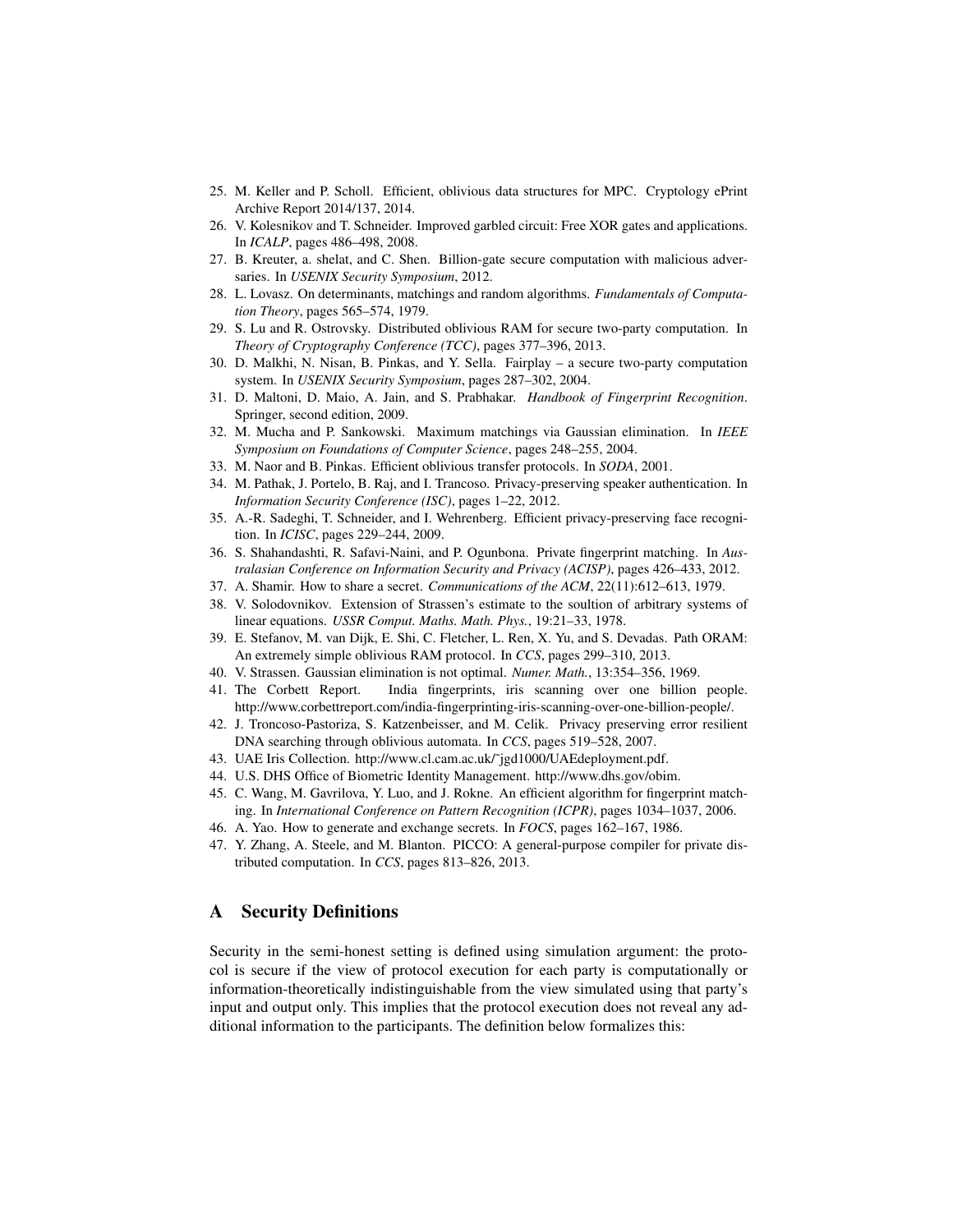25. M. Keller and P. Scholl. Efficient, oblivious data structures for MPC. Cryptology ePrint Archive Report 2014/137, 2014.
26. V. Kolesnikov and T. Schneider. Improved garbled circuit: Free XOR gates and applications. In *ICALP*, pages 486–498, 2008.
27. B. Kreuter, a. shelat, and C. Shen. Billion-gate secure computation with malicious adversaries. In *USENIX Security Symposium*, 2012.
28. L. Lovasz. On determinants, matchings and random algorithms. *Fundamentals of Computation Theory*, pages 565–574, 1979.
29. S. Lu and R. Ostrovsky. Distributed oblivious RAM for secure two-party computation. In *Theory of Cryptography Conference (TCC)*, pages 377–396, 2013.
30. D. Malkhi, N. Nisan, B. Pinkas, and Y. Sella. Fairplay – a secure two-party computation system. In *USENIX Security Symposium*, pages 287–302, 2004.
31. D. Maltoni, D. Maio, A. Jain, and S. Prabhakar. *Handbook of Fingerprint Recognition*. Springer, second edition, 2009.
32. M. Mucha and P. Sankowski. Maximum matchings via Gaussian elimination. In *IEEE Symposium on Foundations of Computer Science*, pages 248–255, 2004.
33. M. Naor and B. Pinkas. Efficient oblivious transfer protocols. In *SODA*, 2001.
34. M. Pathak, J. Portelo, B. Raj, and I. Trancoso. Privacy-preserving speaker authentication. In *Information Security Conference (ISC)*, pages 1–22, 2012.
35. A.-R. Sadeghi, T. Schneider, and I. Wehrenberg. Efficient privacy-preserving face recognition. In *ICISC*, pages 229–244, 2009.
36. S. Shahandashti, R. Safavi-Naini, and P. Ogunbona. Private fingerprint matching. In *Australasian Conference on Information Security and Privacy (ACISP)*, pages 426–433, 2012.
37. A. Shamir. How to share a secret. *Communications of the ACM*, 22(11):612–613, 1979.
38. V. Solodovnikov. Extension of Strassen's estimate to the soultion of arbitrary systems of linear equations. *USSR Comput. Maths. Math. Phys.*, 19:21–33, 1978.
39. E. Stefanov, M. van Dijk, E. Shi, C. Fletcher, L. Ren, X. Yu, and S. Devadas. Path ORAM: An extremely simple oblivious RAM protocol. In *CCS*, pages 299–310, 2013.
40. V. Strassen. Gaussian elimination is not optimal. *Numer. Math.*, 13:354–356, 1969.
41. The Corbett Report. India fingerprints, iris scanning over one billion people. http://www.corbettreport.com/india-fingerprinting-iris-scanning-over-one-billion-people/.
42. J. Troncoso-Pastoriza, S. Katzenbeisser, and M. Celik. Privacy preserving error resilient DNA searching through oblivious automata. In *CCS*, pages 519–528, 2007.
43. UAE Iris Collection. http://www.cl.cam.ac.uk/~jgd1000/UAEdeployment.pdf.
44. U.S. DHS Office of Biometric Identity Management. http://www.dhs.gov/obim.
45. C. Wang, M. Gavrilova, Y. Luo, and J. Rokne. An efficient algorithm for fingerprint matching. In *International Conference on Pattern Recognition (ICPR)*, pages 1034–1037, 2006.
46. A. Yao. How to generate and exchange secrets. In *FOCS*, pages 162–167, 1986.
47. Y. Zhang, A. Steele, and M. Blanton. PICCO: A general-purpose compiler for private distributed computation. In *CCS*, pages 813–826, 2013.

## A Security Definitions

Security in the semi-honest setting is defined using simulation argument: the protocol is secure if the view of protocol execution for each party is computationally or information-theoretically indistinguishable from the view simulated using that party's input and output only. This implies that the protocol execution does not reveal any additional information to the participants. The definition below formalizes this: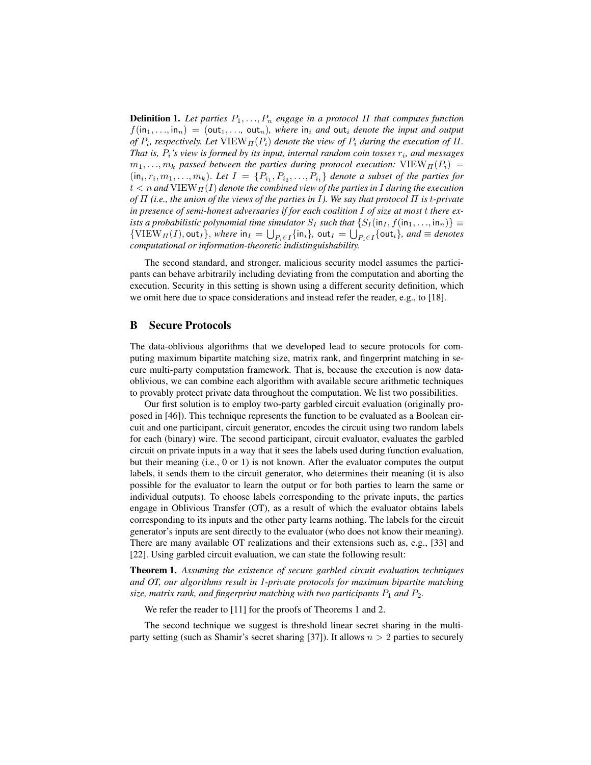**Definition 1.** *Let parties $P_1, \ldots, P_n$ engage in a protocol $\Pi$ that computes function $f(\mathsf{in}_1, \ldots, \mathsf{in}_n) = (\mathsf{out}_1, \ldots, \mathsf{out}_n)$, where $\mathsf{in}_i$ and $\mathsf{out}_i$ denote the input and output of $P_i$, respectively. Let $\mathrm{VIEW}_\Pi(P_i)$ denote the view of $P_i$ during the execution of $\Pi$. That is, $P_i$'s view is formed by its input, internal random coin tosses $r_i$, and messages $m_1, \ldots, m_k$ passed between the parties during protocol execution: $\mathrm{VIEW}_\Pi(P_i) = (\mathsf{in}_i, r_i, m_1, \ldots, m_k)$. Let $I = \{P_{i_1}, P_{i_2}, \ldots, P_{i_t}\}$ denote a subset of the parties for $t < n$ and $\mathrm{VIEW}_\Pi(I)$ denote the combined view of the parties in $I$ during the execution of $\Pi$ (i.e., the union of the views of the parties in $I$). We say that protocol $\Pi$ is $t$-private in presence of semi-honest adversaries if for each coalition $I$ of size at most $t$ there exists a probabilistic polynomial time simulator $S_I$ such that $\{S_I(\mathsf{in}_I, f(\mathsf{in}_1, \ldots, \mathsf{in}_n)\} \equiv \{\mathrm{VIEW}_\Pi(I), \mathsf{out}_I\}$, where $\mathsf{in}_I = \bigcup_{P_i \in I}\{\mathsf{in}_i\}$, $\mathsf{out}_I = \bigcup_{P_i \in I}\{\mathsf{out}_i\}$, and $\equiv$ denotes computational or information-theoretic indistinguishability.*

The second standard, and stronger, malicious security model assumes the participants can behave arbitrarily including deviating from the computation and aborting the execution. Security in this setting is shown using a different security definition, which we omit here due to space considerations and instead refer the reader, e.g., to [18].

## B Secure Protocols

The data-oblivious algorithms that we developed lead to secure protocols for computing maximum bipartite matching size, matrix rank, and fingerprint matching in secure multi-party computation framework. That is, because the execution is now data-oblivious, we can combine each algorithm with available secure arithmetic techniques to provably protect private data throughout the computation. We list two possibilities.

Our first solution is to employ two-party garbled circuit evaluation (originally proposed in [46]). This technique represents the function to be evaluated as a Boolean circuit and one participant, circuit generator, encodes the circuit using two random labels for each (binary) wire. The second participant, circuit evaluator, evaluates the garbled circuit on private inputs in a way that it sees the labels used during function evaluation, but their meaning (i.e., 0 or 1) is not known. After the evaluator computes the output labels, it sends them to the circuit generator, who determines their meaning (it is also possible for the evaluator to learn the output or for both parties to learn the same or individual outputs). To choose labels corresponding to the private inputs, the parties engage in Oblivious Transfer (OT), as a result of which the evaluator obtains labels corresponding to its inputs and the other party learns nothing. The labels for the circuit generator's inputs are sent directly to the evaluator (who does not know their meaning). There are many available OT realizations and their extensions such as, e.g., [33] and [22]. Using garbled circuit evaluation, we can state the following result:

**Theorem 1.** *Assuming the existence of secure garbled circuit evaluation techniques and OT, our algorithms result in 1-private protocols for maximum bipartite matching size, matrix rank, and fingerprint matching with two participants $P_1$ and $P_2$.*

We refer the reader to [11] for the proofs of Theorems 1 and 2.

The second technique we suggest is threshold linear secret sharing in the multi-party setting (such as Shamir's secret sharing [37]). It allows $n > 2$ parties to securely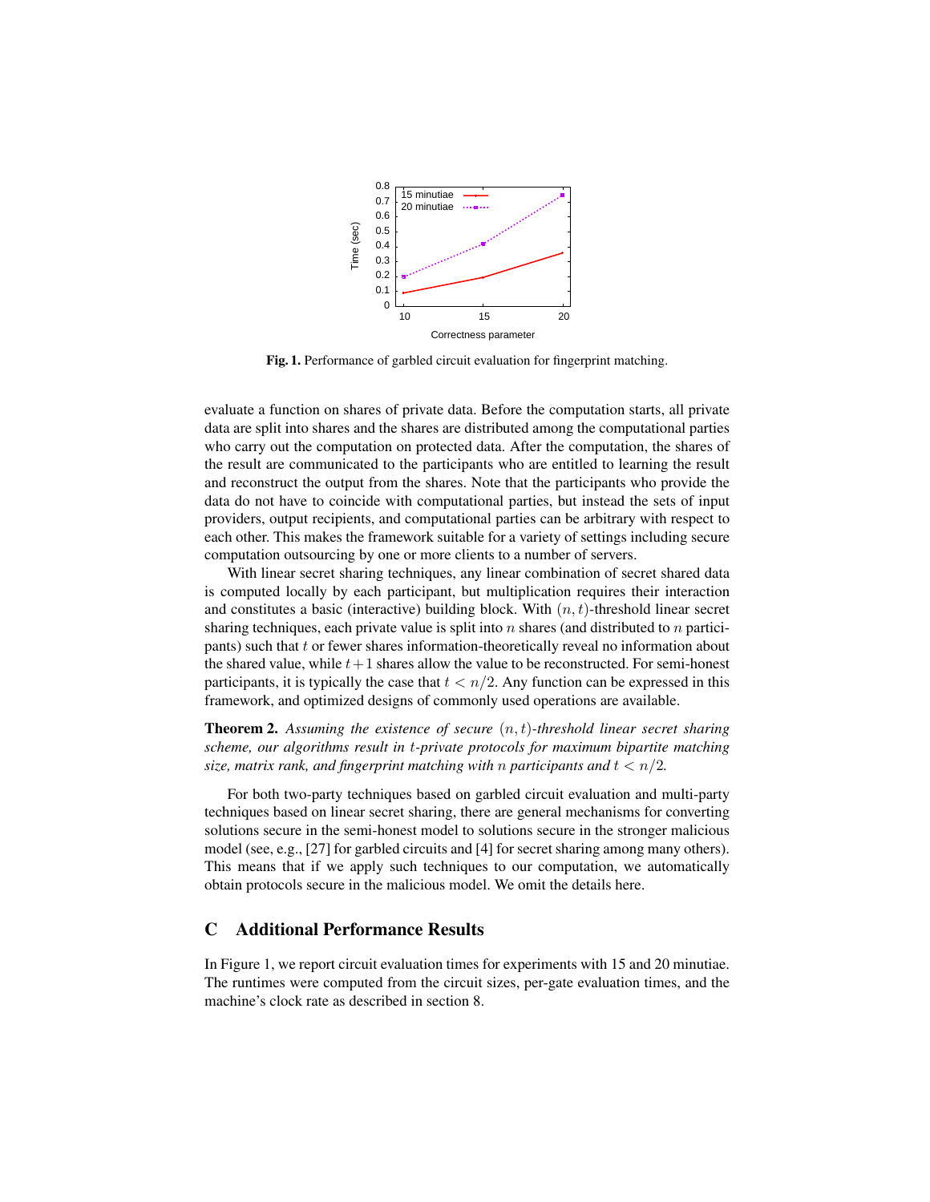0.8
0.7
0.6
0.5
0.4
0.3
0.2
0.1
0

Time (sec)

15 minutiae
20 minutiae

10 15 20

Correctness parameter

**Fig. 1.** Performance of garbled circuit evaluation for fingerprint matching.

evaluate a function on shares of private data. Before the computation starts, all private data are split into shares and the shares are distributed among the computational parties who carry out the computation on protected data. After the computation, the shares of the result are communicated to the participants who are entitled to learning the result and reconstruct the output from the shares. Note that the participants who provide the data do not have to coincide with computational parties, but instead the sets of input providers, output recipients, and computational parties can be arbitrary with respect to each other. This makes the framework suitable for a variety of settings including secure computation outsourcing by one or more clients to a number of servers.

With linear secret sharing techniques, any linear combination of secret shared data is computed locally by each participant, but multiplication requires their interaction and constitutes a basic (interactive) building block. With $(n,t)$-threshold linear secret sharing techniques, each private value is split into $n$ shares (and distributed to $n$ participants) such that $t$ or fewer shares information-theoretically reveal no information about the shared value, while $t+1$ shares allow the value to be reconstructed. For semi-honest participants, it is typically the case that $t < n/2$. Any function can be expressed in this framework, and optimized designs of commonly used operations are available.

**Theorem 2.** *Assuming the existence of secure $(n,t)$-threshold linear secret sharing scheme, our algorithms result in $t$-private protocols for maximum bipartite matching size, matrix rank, and fingerprint matching with $n$ participants and $t < n/2$.*

For both two-party techniques based on garbled circuit evaluation and multi-party techniques based on linear secret sharing, there are general mechanisms for converting solutions secure in the semi-honest model to solutions secure in the stronger malicious model (see, e.g., [27] for garbled circuits and [4] for secret sharing among many others). This means that if we apply such techniques to our computation, we automatically obtain protocols secure in the malicious model. We omit the details here.

## C Additional Performance Results

In Figure 1, we report circuit evaluation times for experiments with 15 and 20 minutiae. The runtimes were computed from the circuit sizes, per-gate evaluation times, and the machine's clock rate as described in section 8.